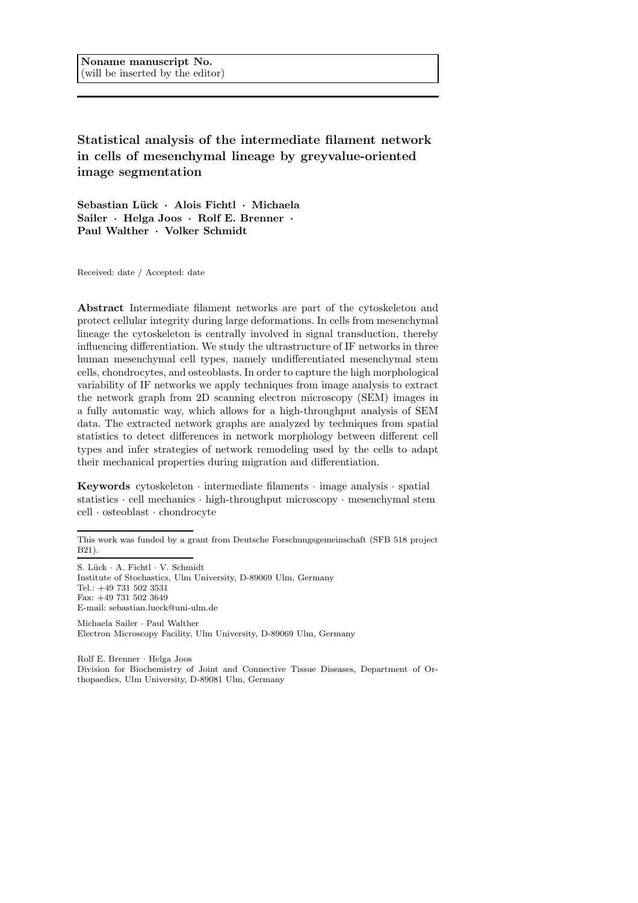**Noname manuscript No.**
(will be inserted by the editor)

# Statistical analysis of the intermediate filament network in cells of mesenchymal lineage by greyvalue-oriented image segmentation

**Sebastian Lück · Alois Fichtl · Michaela Sailer · Helga Joos · Rolf E. Brenner · Paul Walther · Volker Schmidt**

Received: date / Accepted: date

**Abstract** Intermediate filament networks are part of the cytoskeleton and protect cellular integrity during large deformations. In cells from mesenchymal lineage the cytoskeleton is centrally involved in signal transduction, thereby influencing differentiation. We study the ultrastructure of IF networks in three human mesenchymal cell types, namely undifferentiated mesenchymal stem cells, chondrocytes, and osteoblasts. In order to capture the high morphological variability of IF networks we apply techniques from image analysis to extract the network graph from 2D scanning electron microscopy (SEM) images in a fully automatic way, which allows for a high-throughput analysis of SEM data. The extracted network graphs are analyzed by techniques from spatial statistics to detect differences in network morphology between different cell types and infer strategies of network remodeling used by the cells to adapt their mechanical properties during migration and differentiation.

**Keywords** cytoskeleton · intermediate filaments · image analysis · spatial statistics · cell mechanics · high-throughput microscopy · mesenchymal stem cell · osteoblast · chondrocyte

---

This work was funded by a grant from Deutsche Forschungsgemeinschaft (SFB 518 project B21).

---

S. Lück · A. Fichtl · V. Schmidt
Institute of Stochastics, Ulm University, D-89069 Ulm, Germany
Tel.: +49 731 502 3531
Fax: +49 731 502 3649
E-mail: sebastian.lueck@uni-ulm.de

Michaela Sailer · Paul Walther
Electron Microscopy Facility, Ulm University, D-89069 Ulm, Germany

Rolf E. Brenner · Helga Joos
Division for Biochemistry of Joint and Connective Tissue Diseases, Department of Orthopaedics, Ulm University, D-89081 Ulm, Germany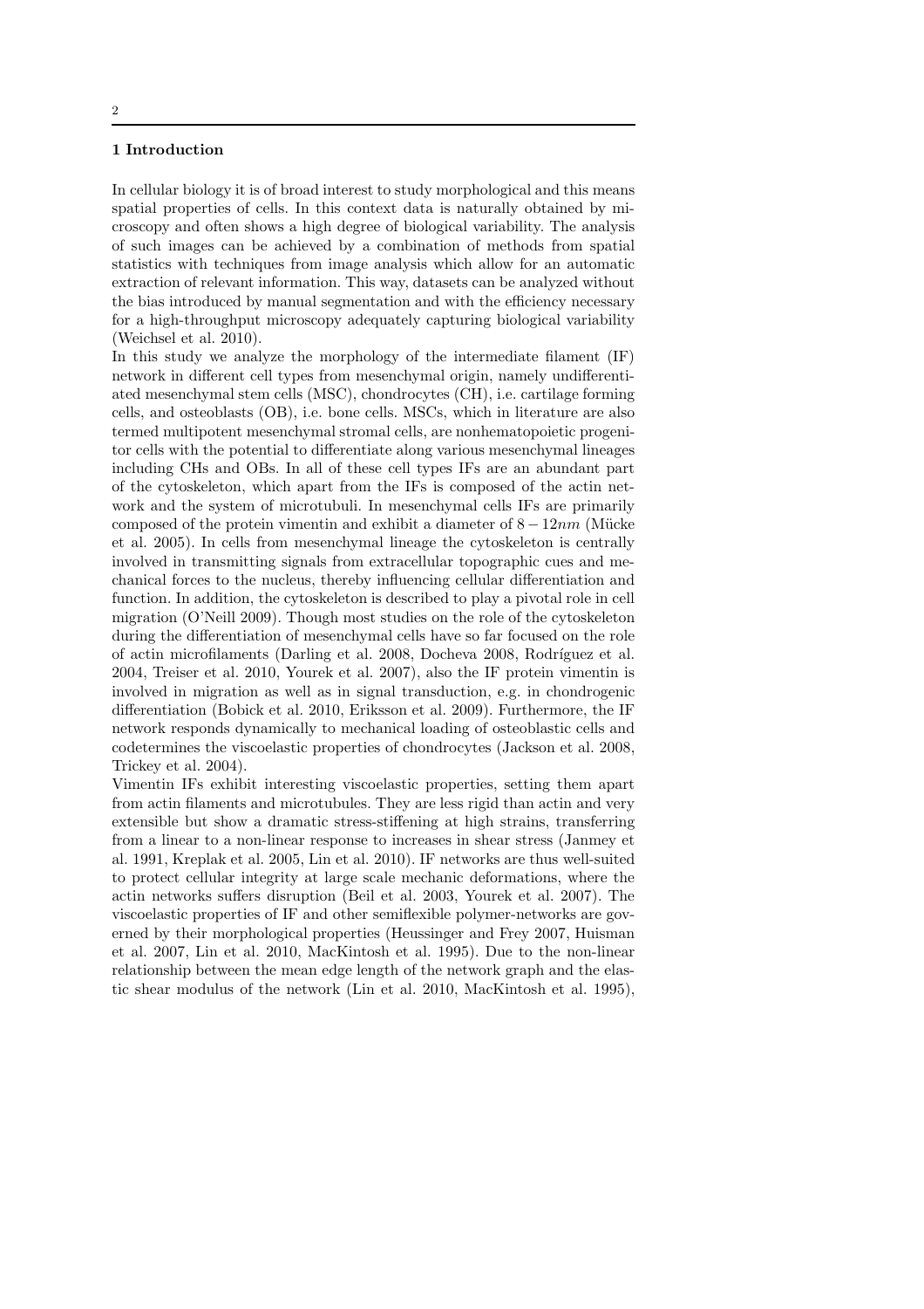## 1 Introduction

In cellular biology it is of broad interest to study morphological and this means spatial properties of cells. In this context data is naturally obtained by microscopy and often shows a high degree of biological variability. The analysis of such images can be achieved by a combination of methods from spatial statistics with techniques from image analysis which allow for an automatic extraction of relevant information. This way, datasets can be analyzed without the bias introduced by manual segmentation and with the efficiency necessary for a high-throughput microscopy adequately capturing biological variability (Weichsel et al. 2010).

In this study we analyze the morphology of the intermediate filament (IF) network in different cell types from mesenchymal origin, namely undifferentiated mesenchymal stem cells (MSC), chondrocytes (CH), i.e. cartilage forming cells, and osteoblasts (OB), i.e. bone cells. MSCs, which in literature are also termed multipotent mesenchymal stromal cells, are nonhematopoietic progenitor cells with the potential to differentiate along various mesenchymal lineages including CHs and OBs. In all of these cell types IFs are an abundant part of the cytoskeleton, which apart from the IFs is composed of the actin network and the system of microtubuli. In mesenchymal cells IFs are primarily composed of the protein vimentin and exhibit a diameter of $8-12nm$ (Mücke et al. 2005). In cells from mesenchymal lineage the cytoskeleton is centrally involved in transmitting signals from extracellular topographic cues and mechanical forces to the nucleus, thereby influencing cellular differentiation and function. In addition, the cytoskeleton is described to play a pivotal role in cell migration (O'Neill 2009). Though most studies on the role of the cytoskeleton during the differentiation of mesenchymal cells have so far focused on the role of actin microfilaments (Darling et al. 2008, Docheva 2008, Rodríguez et al. 2004, Treiser et al. 2010, Yourek et al. 2007), also the IF protein vimentin is involved in migration as well as in signal transduction, e.g. in chondrogenic differentiation (Bobick et al. 2010, Eriksson et al. 2009). Furthermore, the IF network responds dynamically to mechanical loading of osteoblastic cells and codetermines the viscoelastic properties of chondrocytes (Jackson et al. 2008, Trickey et al. 2004).

Vimentin IFs exhibit interesting viscoelastic properties, setting them apart from actin filaments and microtubules. They are less rigid than actin and very extensible but show a dramatic stress-stiffening at high strains, transferring from a linear to a non-linear response to increases in shear stress (Janmey et al. 1991, Kreplak et al. 2005, Lin et al. 2010). IF networks are thus well-suited to protect cellular integrity at large scale mechanic deformations, where the actin networks suffers disruption (Beil et al. 2003, Yourek et al. 2007). The viscoelastic properties of IF and other semiflexible polymer-networks are governed by their morphological properties (Heussinger and Frey 2007, Huisman et al. 2007, Lin et al. 2010, MacKintosh et al. 1995). Due to the non-linear relationship between the mean edge length of the network graph and the elastic shear modulus of the network (Lin et al. 2010, MacKintosh et al. 1995),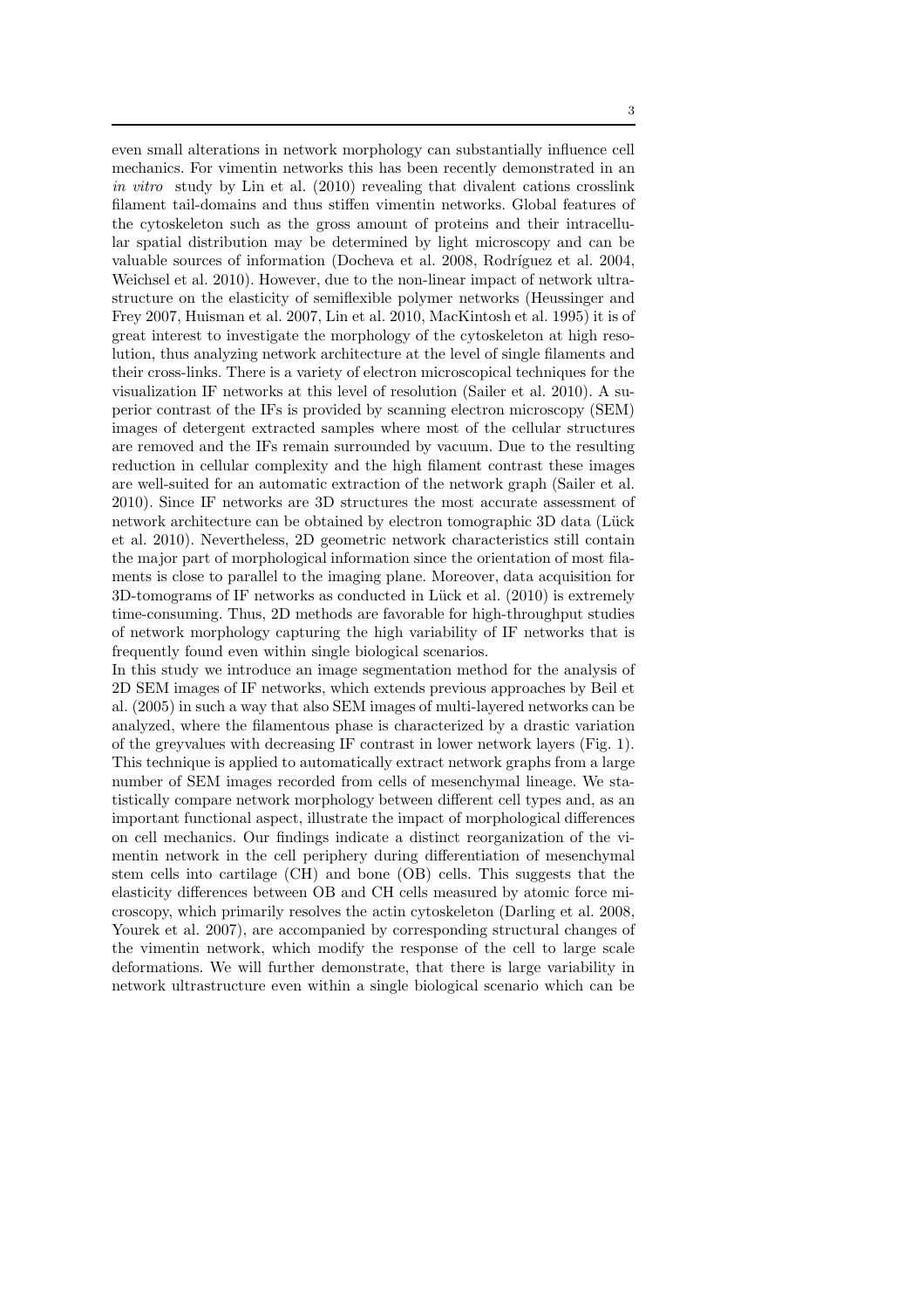even small alterations in network morphology can substantially influence cell mechanics. For vimentin networks this has been recently demonstrated in an *in vitro* study by Lin et al. (2010) revealing that divalent cations crosslink filament tail-domains and thus stiffen vimentin networks. Global features of the cytoskeleton such as the gross amount of proteins and their intracellular spatial distribution may be determined by light microscopy and can be valuable sources of information (Docheva et al. 2008, Rodríguez et al. 2004, Weichsel et al. 2010). However, due to the non-linear impact of network ultrastructure on the elasticity of semiflexible polymer networks (Heussinger and Frey 2007, Huisman et al. 2007, Lin et al. 2010, MacKintosh et al. 1995) it is of great interest to investigate the morphology of the cytoskeleton at high resolution, thus analyzing network architecture at the level of single filaments and their cross-links. There is a variety of electron microscopical techniques for the visualization IF networks at this level of resolution (Sailer et al. 2010). A superior contrast of the IFs is provided by scanning electron microscopy (SEM) images of detergent extracted samples where most of the cellular structures are removed and the IFs remain surrounded by vacuum. Due to the resulting reduction in cellular complexity and the high filament contrast these images are well-suited for an automatic extraction of the network graph (Sailer et al. 2010). Since IF networks are 3D structures the most accurate assessment of network architecture can be obtained by electron tomographic 3D data (Lück et al. 2010). Nevertheless, 2D geometric network characteristics still contain the major part of morphological information since the orientation of most filaments is close to parallel to the imaging plane. Moreover, data acquisition for 3D-tomograms of IF networks as conducted in Lück et al. (2010) is extremely time-consuming. Thus, 2D methods are favorable for high-throughput studies of network morphology capturing the high variability of IF networks that is frequently found even within single biological scenarios.

In this study we introduce an image segmentation method for the analysis of 2D SEM images of IF networks, which extends previous approaches by Beil et al. (2005) in such a way that also SEM images of multi-layered networks can be analyzed, where the filamentous phase is characterized by a drastic variation of the greyvalues with decreasing IF contrast in lower network layers (Fig. 1). This technique is applied to automatically extract network graphs from a large number of SEM images recorded from cells of mesenchymal lineage. We statistically compare network morphology between different cell types and, as an important functional aspect, illustrate the impact of morphological differences on cell mechanics. Our findings indicate a distinct reorganization of the vimentin network in the cell periphery during differentiation of mesenchymal stem cells into cartilage (CH) and bone (OB) cells. This suggests that the elasticity differences between OB and CH cells measured by atomic force microscopy, which primarily resolves the actin cytoskeleton (Darling et al. 2008, Yourek et al. 2007), are accompanied by corresponding structural changes of the vimentin network, which modify the response of the cell to large scale deformations. We will further demonstrate, that there is large variability in network ultrastructure even within a single biological scenario which can be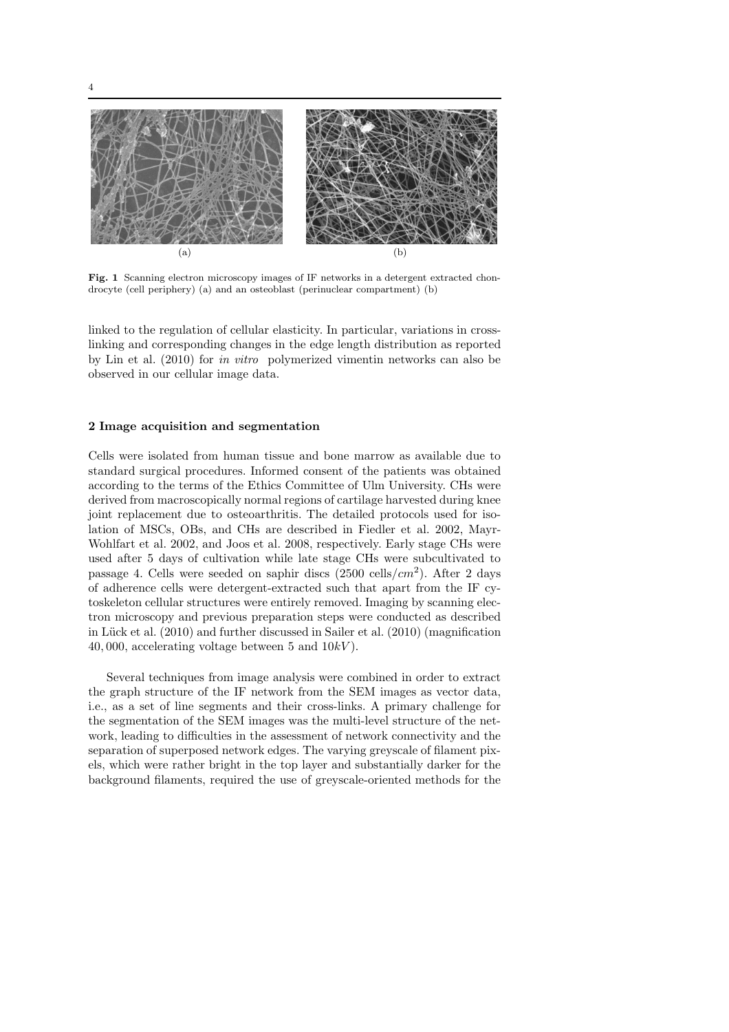(a) (b)

**Fig. 1** Scanning electron microscopy images of IF networks in a detergent extracted chondrocyte (cell periphery) (a) and an osteoblast (perinuclear compartment) (b)

linked to the regulation of cellular elasticity. In particular, variations in cross-linking and corresponding changes in the edge length distribution as reported by Lin et al. (2010) for *in vitro* polymerized vimentin networks can also be observed in our cellular image data.

## 2 Image acquisition and segmentation

Cells were isolated from human tissue and bone marrow as available due to standard surgical procedures. Informed consent of the patients was obtained according to the terms of the Ethics Committee of Ulm University. CHs were derived from macroscopically normal regions of cartilage harvested during knee joint replacement due to osteoarthritis. The detailed protocols used for isolation of MSCs, OBs, and CHs are described in Fiedler et al. 2002, Mayr-Wohlfart et al. 2002, and Joos et al. 2008, respectively. Early stage CHs were used after 5 days of cultivation while late stage CHs were subcultivated to passage 4. Cells were seeded on saphir discs (2500 cells/$cm^2$). After 2 days of adherence cells were detergent-extracted such that apart from the IF cytoskeleton cellular structures were entirely removed. Imaging by scanning electron microscopy and previous preparation steps were conducted as described in Lück et al. (2010) and further discussed in Sailer et al. (2010) (magnification $40,000$, accelerating voltage between 5 and $10kV$).

Several techniques from image analysis were combined in order to extract the graph structure of the IF network from the SEM images as vector data, i.e., as a set of line segments and their cross-links. A primary challenge for the segmentation of the SEM images was the multi-level structure of the network, leading to difficulties in the assessment of network connectivity and the separation of superposed network edges. The varying greyscale of filament pixels, which were rather bright in the top layer and substantially darker for the background filaments, required the use of greyscale-oriented methods for the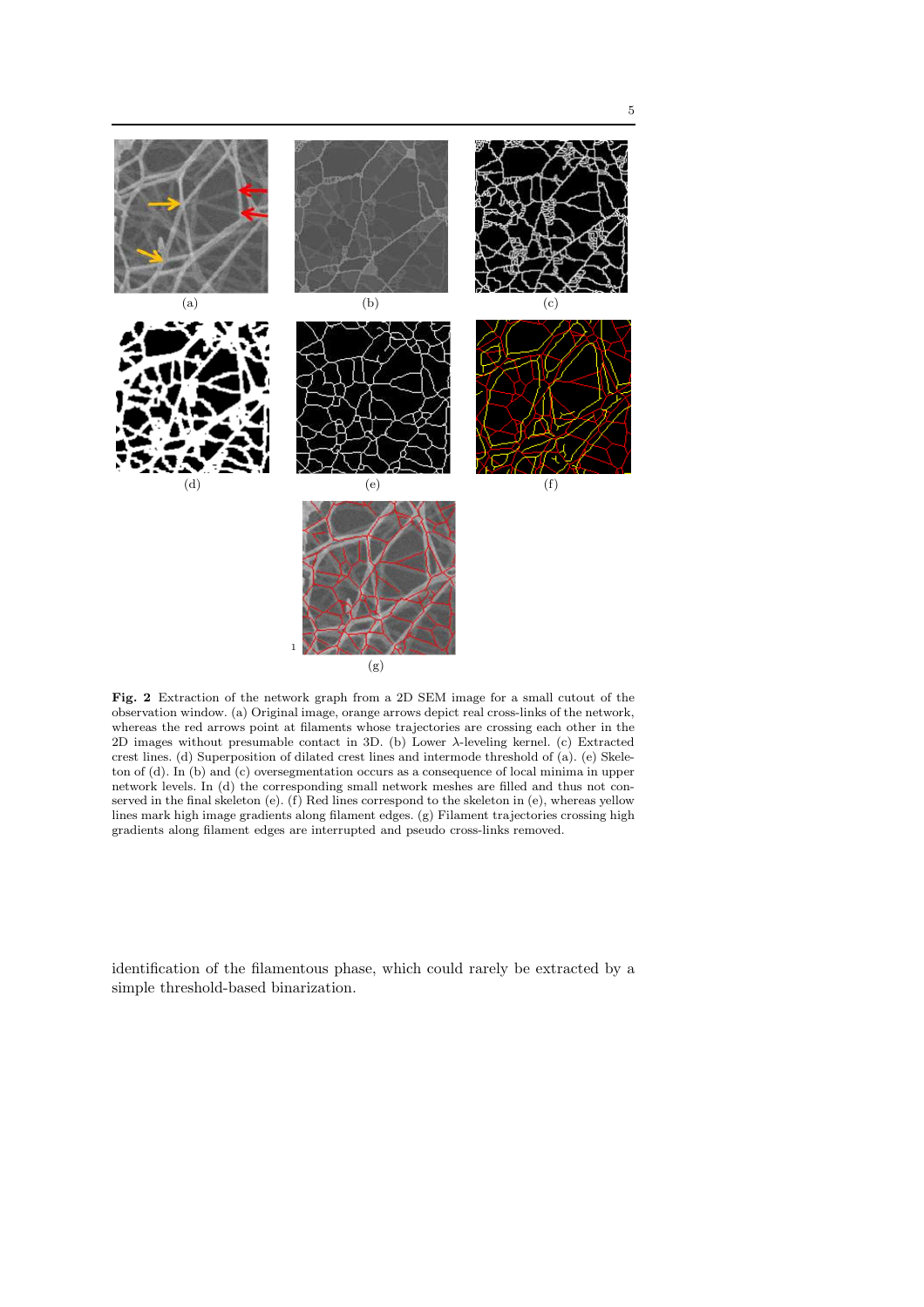**Fig. 2** Extraction of the network graph from a 2D SEM image for a small cutout of the observation window. (a) Original image, orange arrows depict real cross-links of the network, whereas the red arrows point at filaments whose trajectories are crossing each other in the 2D images without presumable contact in 3D. (b) Lower $\lambda$-leveling kernel. (c) Extracted crest lines. (d) Superposition of dilated crest lines and intermode threshold of (a). (e) Skeleton of (d). In (b) and (c) oversegmentation occurs as a consequence of local minima in upper network levels. In (d) the corresponding small network meshes are filled and thus not conserved in the final skeleton (e). (f) Red lines correspond to the skeleton in (e), whereas yellow lines mark high image gradients along filament edges. (g) Filament trajectories crossing high gradients along filament edges are interrupted and pseudo cross-links removed.

identification of the filamentous phase, which could rarely be extracted by a simple threshold-based binarization.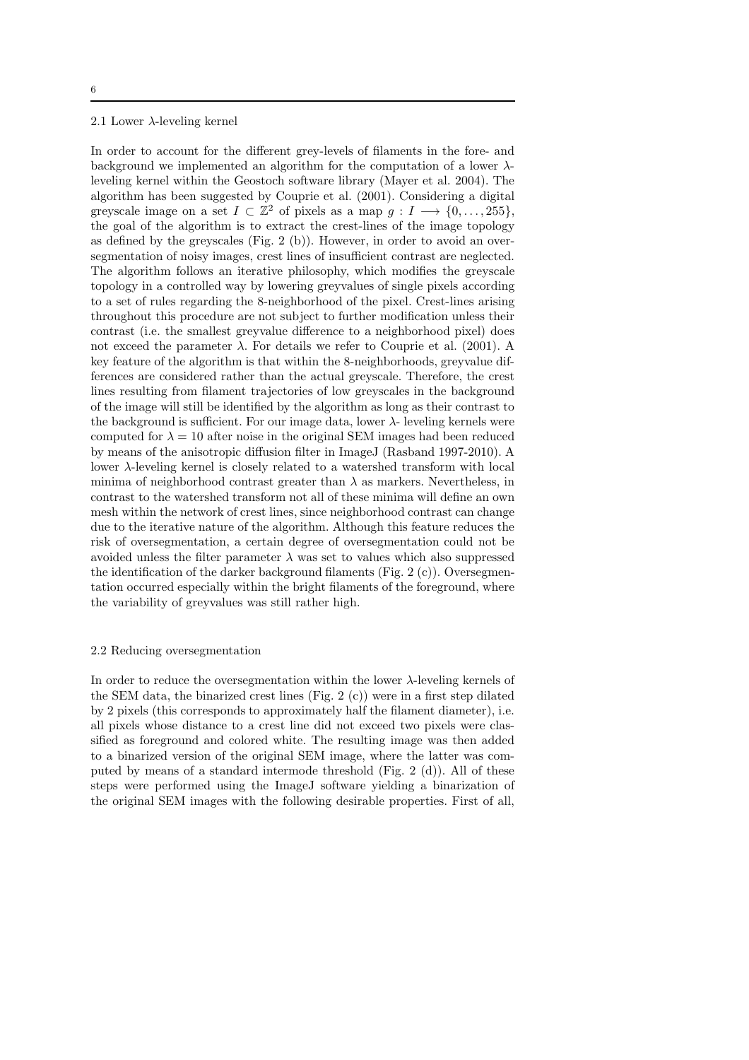### 2.1 Lower $\lambda$-leveling kernel

In order to account for the different grey-levels of filaments in the fore- and background we implemented an algorithm for the computation of a lower $\lambda$-leveling kernel within the Geostoch software library (Mayer et al. 2004). The algorithm has been suggested by Couprie et al. (2001). Considering a digital greyscale image on a set $I \subset \mathbb{Z}^2$ of pixels as a map $g : I \longrightarrow \{0, \ldots, 255\}$, the goal of the algorithm is to extract the crest-lines of the image topology as defined by the greyscales (Fig. 2 (b)). However, in order to avoid an oversegmentation of noisy images, crest lines of insufficient contrast are neglected. The algorithm follows an iterative philosophy, which modifies the greyscale topology in a controlled way by lowering greyvalues of single pixels according to a set of rules regarding the 8-neighborhood of the pixel. Crest-lines arising throughout this procedure are not subject to further modification unless their contrast (i.e. the smallest greyvalue difference to a neighborhood pixel) does not exceed the parameter $\lambda$. For details we refer to Couprie et al. (2001). A key feature of the algorithm is that within the 8-neighborhoods, greyvalue differences are considered rather than the actual greyscale. Therefore, the crest lines resulting from filament trajectories of low greyscales in the background of the image will still be identified by the algorithm as long as their contrast to the background is sufficient. For our image data, lower $\lambda$- leveling kernels were computed for $\lambda = 10$ after noise in the original SEM images had been reduced by means of the anisotropic diffusion filter in ImageJ (Rasband 1997-2010). A lower $\lambda$-leveling kernel is closely related to a watershed transform with local minima of neighborhood contrast greater than $\lambda$ as markers. Nevertheless, in contrast to the watershed transform not all of these minima will define an own mesh within the network of crest lines, since neighborhood contrast can change due to the iterative nature of the algorithm. Although this feature reduces the risk of oversegmentation, a certain degree of oversegmentation could not be avoided unless the filter parameter $\lambda$ was set to values which also suppressed the identification of the darker background filaments (Fig. 2 (c)). Oversegmentation occurred especially within the bright filaments of the foreground, where the variability of greyvalues was still rather high.

### 2.2 Reducing oversegmentation

In order to reduce the oversegmentation within the lower $\lambda$-leveling kernels of the SEM data, the binarized crest lines (Fig. 2 (c)) were in a first step dilated by 2 pixels (this corresponds to approximately half the filament diameter), i.e. all pixels whose distance to a crest line did not exceed two pixels were classified as foreground and colored white. The resulting image was then added to a binarized version of the original SEM image, where the latter was computed by means of a standard intermode threshold (Fig. 2 (d)). All of these steps were performed using the ImageJ software yielding a binarization of the original SEM images with the following desirable properties. First of all,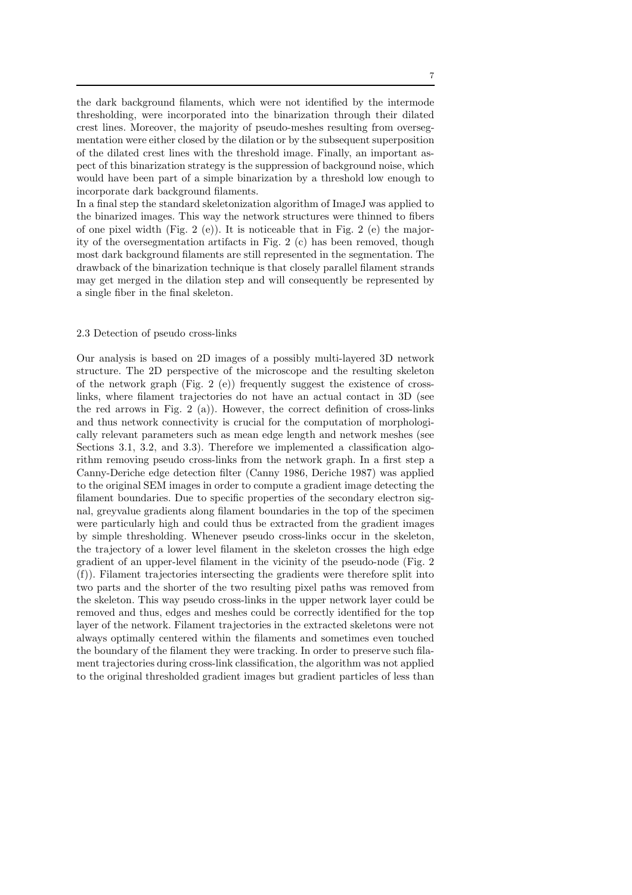the dark background filaments, which were not identified by the intermode thresholding, were incorporated into the binarization through their dilated crest lines. Moreover, the majority of pseudo-meshes resulting from oversegmentation were either closed by the dilation or by the subsequent superposition of the dilated crest lines with the threshold image. Finally, an important aspect of this binarization strategy is the suppression of background noise, which would have been part of a simple binarization by a threshold low enough to incorporate dark background filaments.

In a final step the standard skeletonization algorithm of ImageJ was applied to the binarized images. This way the network structures were thinned to fibers of one pixel width (Fig. 2 (e)). It is noticeable that in Fig. 2 (e) the majority of the oversegmentation artifacts in Fig. 2 (c) has been removed, though most dark background filaments are still represented in the segmentation. The drawback of the binarization technique is that closely parallel filament strands may get merged in the dilation step and will consequently be represented by a single fiber in the final skeleton.

### 2.3 Detection of pseudo cross-links

Our analysis is based on 2D images of a possibly multi-layered 3D network structure. The 2D perspective of the microscope and the resulting skeleton of the network graph (Fig. 2 (e)) frequently suggest the existence of cross-links, where filament trajectories do not have an actual contact in 3D (see the red arrows in Fig. 2 (a)). However, the correct definition of cross-links and thus network connectivity is crucial for the computation of morphologically relevant parameters such as mean edge length and network meshes (see Sections 3.1, 3.2, and 3.3). Therefore we implemented a classification algorithm removing pseudo cross-links from the network graph. In a first step a Canny-Deriche edge detection filter (Canny 1986, Deriche 1987) was applied to the original SEM images in order to compute a gradient image detecting the filament boundaries. Due to specific properties of the secondary electron signal, greyvalue gradients along filament boundaries in the top of the specimen were particularly high and could thus be extracted from the gradient images by simple thresholding. Whenever pseudo cross-links occur in the skeleton, the trajectory of a lower level filament in the skeleton crosses the high edge gradient of an upper-level filament in the vicinity of the pseudo-node (Fig. 2 (f)). Filament trajectories intersecting the gradients were therefore split into two parts and the shorter of the two resulting pixel paths was removed from the skeleton. This way pseudo cross-links in the upper network layer could be removed and thus, edges and meshes could be correctly identified for the top layer of the network. Filament trajectories in the extracted skeletons were not always optimally centered within the filaments and sometimes even touched the boundary of the filament they were tracking. In order to preserve such filament trajectories during cross-link classification, the algorithm was not applied to the original thresholded gradient images but gradient particles of less than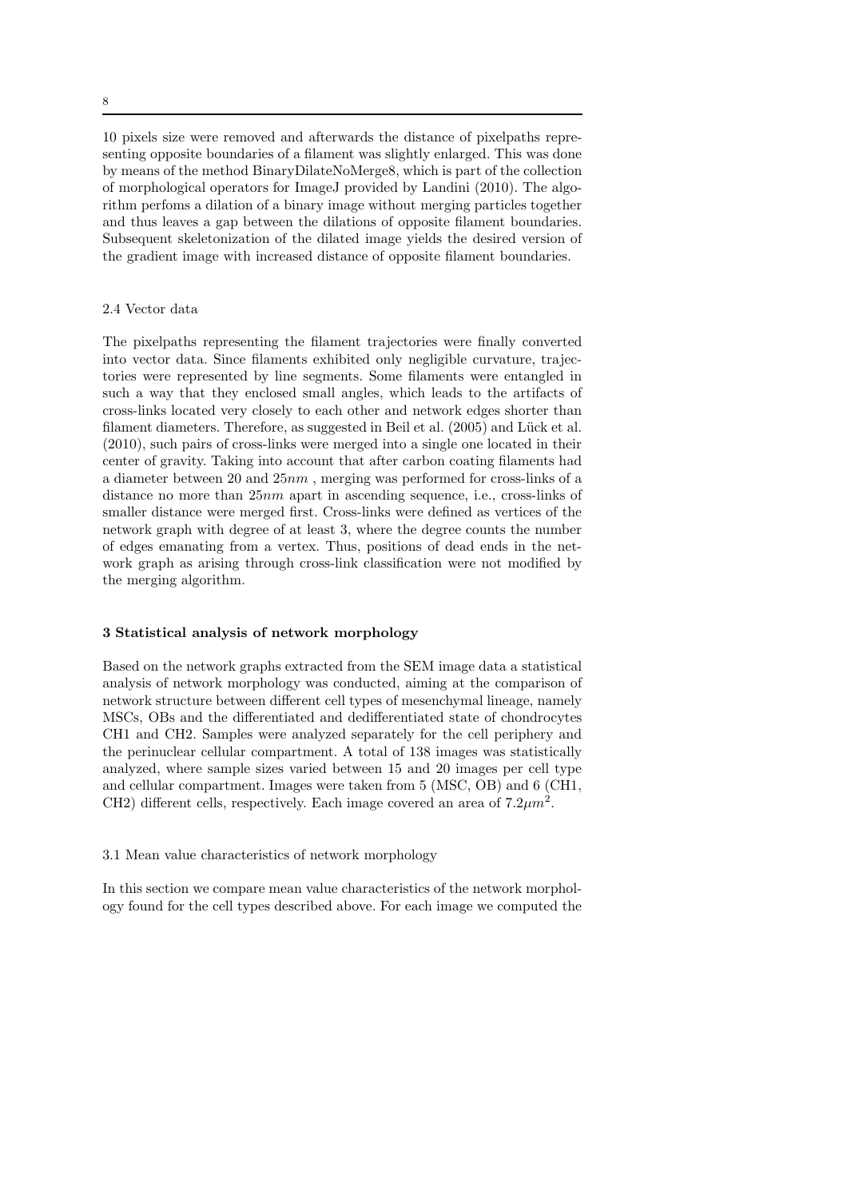10 pixels size were removed and afterwards the distance of pixelpaths representing opposite boundaries of a filament was slightly enlarged. This was done by means of the method BinaryDilateNoMerge8, which is part of the collection of morphological operators for ImageJ provided by Landini (2010). The algorithm perfoms a dilation of a binary image without merging particles together and thus leaves a gap between the dilations of opposite filament boundaries. Subsequent skeletonization of the dilated image yields the desired version of the gradient image with increased distance of opposite filament boundaries.

### 2.4 Vector data

The pixelpaths representing the filament trajectories were finally converted into vector data. Since filaments exhibited only negligible curvature, trajectories were represented by line segments. Some filaments were entangled in such a way that they enclosed small angles, which leads to the artifacts of cross-links located very closely to each other and network edges shorter than filament diameters. Therefore, as suggested in Beil et al. (2005) and Lück et al. (2010), such pairs of cross-links were merged into a single one located in their center of gravity. Taking into account that after carbon coating filaments had a diameter between 20 and $25nm$ , merging was performed for cross-links of a distance no more than $25nm$ apart in ascending sequence, i.e., cross-links of smaller distance were merged first. Cross-links were defined as vertices of the network graph with degree of at least 3, where the degree counts the number of edges emanating from a vertex. Thus, positions of dead ends in the network graph as arising through cross-link classification were not modified by the merging algorithm.

## 3 Statistical analysis of network morphology

Based on the network graphs extracted from the SEM image data a statistical analysis of network morphology was conducted, aiming at the comparison of network structure between different cell types of mesenchymal lineage, namely MSCs, OBs and the differentiated and dedifferentiated state of chondrocytes CH1 and CH2. Samples were analyzed separately for the cell periphery and the perinuclear cellular compartment. A total of 138 images was statistically analyzed, where sample sizes varied between 15 and 20 images per cell type and cellular compartment. Images were taken from 5 (MSC, OB) and 6 (CH1, CH2) different cells, respectively. Each image covered an area of $7.2\mu m^2$.

### 3.1 Mean value characteristics of network morphology

In this section we compare mean value characteristics of the network morphology found for the cell types described above. For each image we computed the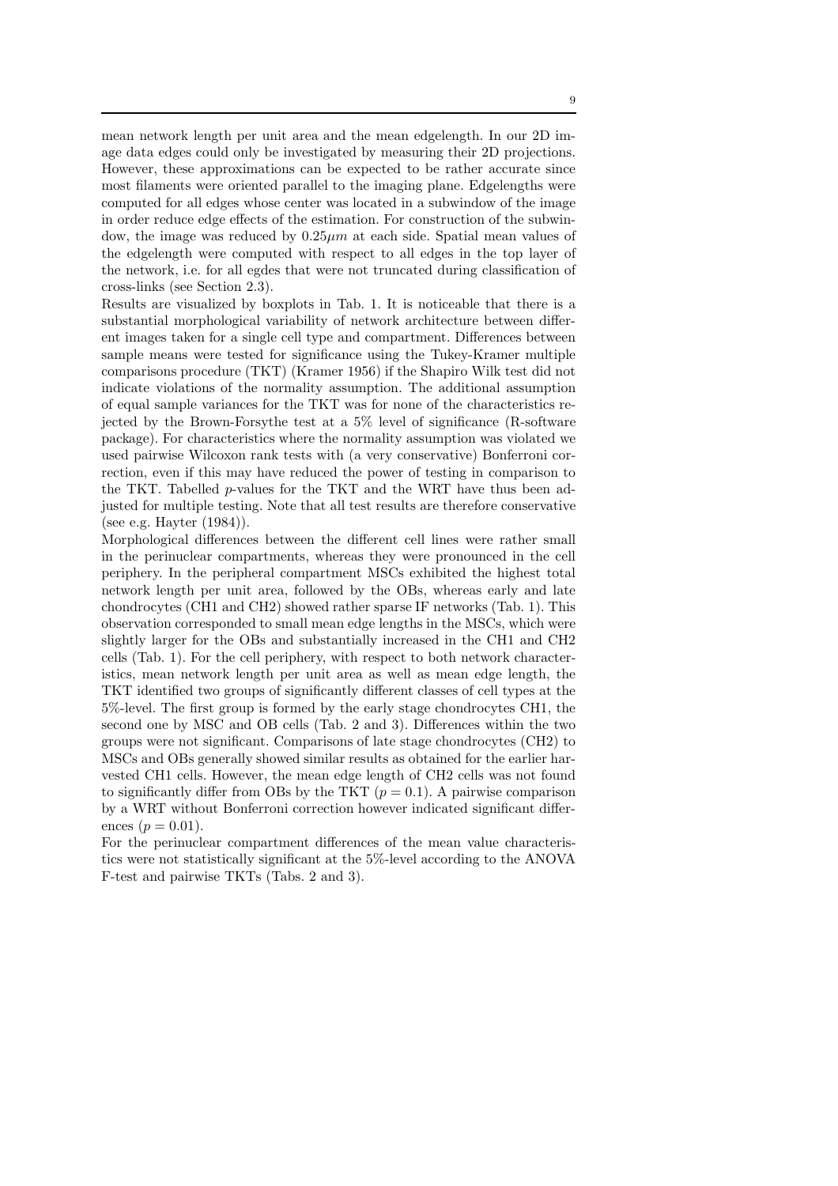mean network length per unit area and the mean edgelength. In our 2D image data edges could only be investigated by measuring their 2D projections. However, these approximations can be expected to be rather accurate since most filaments were oriented parallel to the imaging plane. Edgelengths were computed for all edges whose center was located in a subwindow of the image in order reduce edge effects of the estimation. For construction of the subwindow, the image was reduced by $0.25\mu m$ at each side. Spatial mean values of the edgelength were computed with respect to all edges in the top layer of the network, i.e. for all egdes that were not truncated during classification of cross-links (see Section 2.3).

Results are visualized by boxplots in Tab. 1. It is noticeable that there is a substantial morphological variability of network architecture between different images taken for a single cell type and compartment. Differences between sample means were tested for significance using the Tukey-Kramer multiple comparisons procedure (TKT) (Kramer 1956) if the Shapiro Wilk test did not indicate violations of the normality assumption. The additional assumption of equal sample variances for the TKT was for none of the characteristics rejected by the Brown-Forsythe test at a 5% level of significance (R-software package). For characteristics where the normality assumption was violated we used pairwise Wilcoxon rank tests with (a very conservative) Bonferroni correction, even if this may have reduced the power of testing in comparison to the TKT. Tabelled $p$-values for the TKT and the WRT have thus been adjusted for multiple testing. Note that all test results are therefore conservative (see e.g. Hayter (1984)).

Morphological differences between the different cell lines were rather small in the perinuclear compartments, whereas they were pronounced in the cell periphery. In the peripheral compartment MSCs exhibited the highest total network length per unit area, followed by the OBs, whereas early and late chondrocytes (CH1 and CH2) showed rather sparse IF networks (Tab. 1). This observation corresponded to small mean edge lengths in the MSCs, which were slightly larger for the OBs and substantially increased in the CH1 and CH2 cells (Tab. 1). For the cell periphery, with respect to both network characteristics, mean network length per unit area as well as mean edge length, the TKT identified two groups of significantly different classes of cell types at the 5%-level. The first group is formed by the early stage chondrocytes CH1, the second one by MSC and OB cells (Tab. 2 and 3). Differences within the two groups were not significant. Comparisons of late stage chondrocytes (CH2) to MSCs and OBs generally showed similar results as obtained for the earlier harvested CH1 cells. However, the mean edge length of CH2 cells was not found to significantly differ from OBs by the TKT ($p = 0.1$). A pairwise comparison by a WRT without Bonferroni correction however indicated significant differences ($p = 0.01$).

For the perinuclear compartment differences of the mean value characteristics were not statistically significant at the 5%-level according to the ANOVA F-test and pairwise TKTs (Tabs. 2 and 3).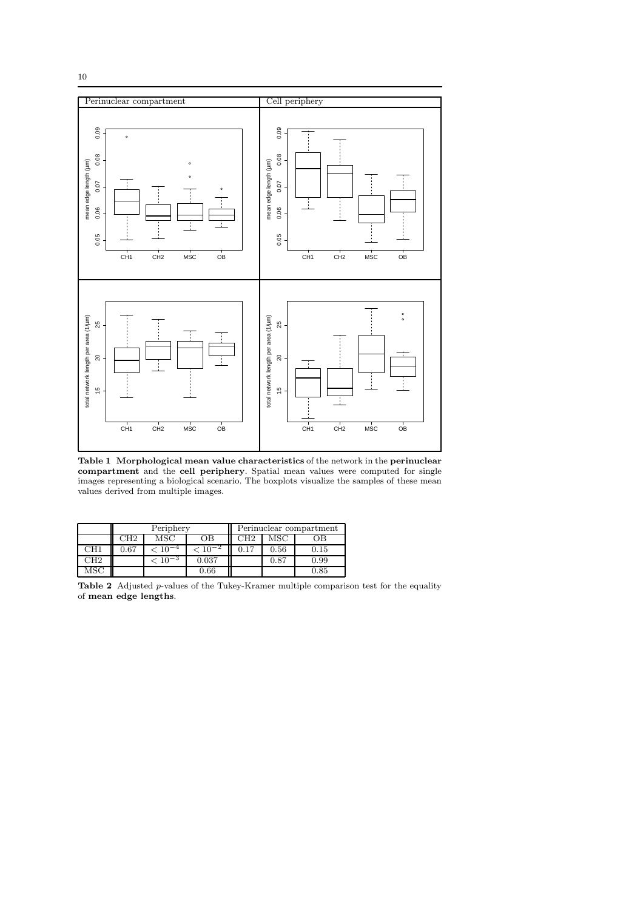| Perinuclear compartment | Cell periphery |
|---|---|
| | |
| | |

**Table 1** **Morphological mean value characteristics** of the network in the **perinuclear compartment** and the **cell periphery**. Spatial mean values were computed for single images representing a biological scenario. The boxplots visualize the samples of these mean values derived from multiple images.

| | Periphery | | | Perinuclear compartment | | |
|---|---|---|---|---|---|---|
| | CH2 | MSC | OB | CH2 | MSC | OB |
| CH1 | 0.67 | $< 10^{-4}$ | $< 10^{-2}$ | 0.17 | 0.56 | 0.15 |
| CH2 | | $< 10^{-3}$ | 0.037 | | 0.87 | 0.99 |
| MSC | | | 0.66 | | | 0.85 |

**Table 2** Adjusted $p$-values of the Tukey-Kramer multiple comparison test for the equality of **mean edge lengths**.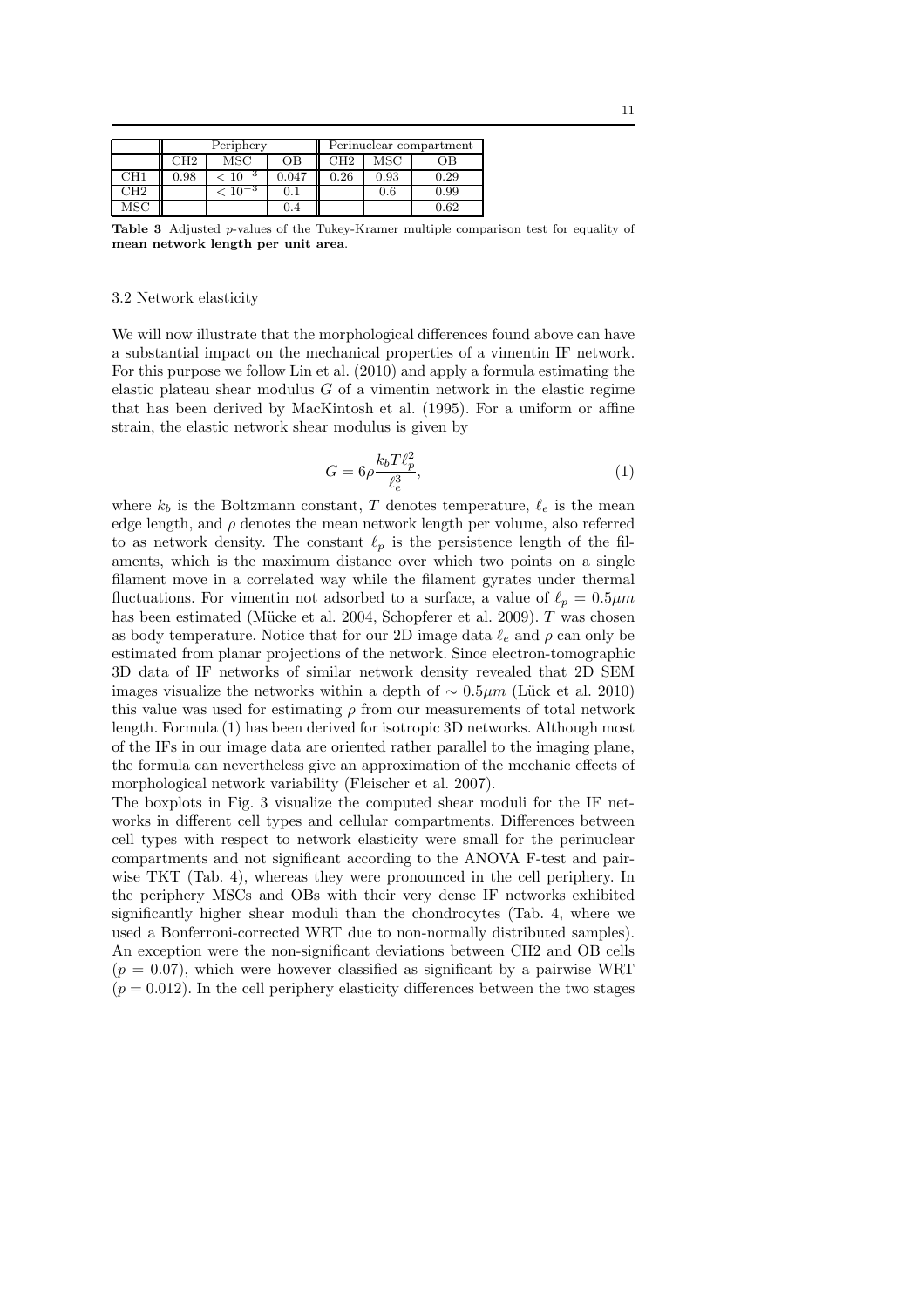| | Periphery | | | Perinuclear compartment | | |
|---|---|---|---|---|---|---|
| | CH2 | MSC | OB | CH2 | MSC | OB |
| CH1 | 0.98 | $< 10^{-3}$ | 0.047 | 0.26 | 0.93 | 0.29 |
| CH2 | | $< 10^{-3}$ | 0.1 | | 0.6 | 0.99 |
| MSC | | | 0.4 | | | 0.62 |

**Table 3** Adjusted $p$-values of the Tukey-Kramer multiple comparison test for equality of **mean network length per unit area**.

### 3.2 Network elasticity

We will now illustrate that the morphological differences found above can have a substantial impact on the mechanical properties of a vimentin IF network. For this purpose we follow Lin et al. (2010) and apply a formula estimating the elastic plateau shear modulus $G$ of a vimentin network in the elastic regime that has been derived by MacKintosh et al. (1995). For a uniform or affine strain, the elastic network shear modulus is given by

$$G = 6\rho \frac{k_b T \ell_p^2}{\ell_e^3}, \tag{1}$$

where $k_b$ is the Boltzmann constant, $T$ denotes temperature, $\ell_e$ is the mean edge length, and $\rho$ denotes the mean network length per volume, also referred to as network density. The constant $\ell_p$ is the persistence length of the filaments, which is the maximum distance over which two points on a single filament move in a correlated way while the filament gyrates under thermal fluctuations. For vimentin not adsorbed to a surface, a value of $\ell_p = 0.5\mu m$ has been estimated (Mücke et al. 2004, Schopferer et al. 2009). $T$ was chosen as body temperature. Notice that for our 2D image data $\ell_e$ and $\rho$ can only be estimated from planar projections of the network. Since electron-tomographic 3D data of IF networks of similar network density revealed that 2D SEM images visualize the networks within a depth of $\sim 0.5\mu m$ (Lück et al. 2010) this value was used for estimating $\rho$ from our measurements of total network length. Formula (1) has been derived for isotropic 3D networks. Although most of the IFs in our image data are oriented rather parallel to the imaging plane, the formula can nevertheless give an approximation of the mechanic effects of morphological network variability (Fleischer et al. 2007).

The boxplots in Fig. 3 visualize the computed shear moduli for the IF networks in different cell types and cellular compartments. Differences between cell types with respect to network elasticity were small for the perinuclear compartments and not significant according to the ANOVA F-test and pairwise TKT (Tab. 4), whereas they were pronounced in the cell periphery. In the periphery MSCs and OBs with their very dense IF networks exhibited significantly higher shear moduli than the chondrocytes (Tab. 4, where we used a Bonferroni-corrected WRT due to non-normally distributed samples). An exception were the non-significant deviations between CH2 and OB cells ($p = 0.07$), which were however classified as significant by a pairwise WRT ($p = 0.012$). In the cell periphery elasticity differences between the two stages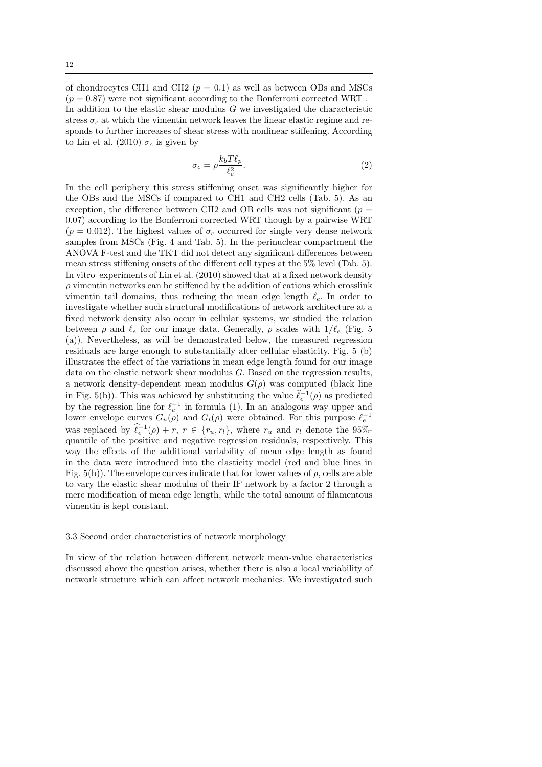of chondrocytes CH1 and CH2 ($p = 0.1$) as well as between OBs and MSCs ($p = 0.87$) were not significant according to the Bonferroni corrected WRT . In addition to the elastic shear modulus $G$ we investigated the characteristic stress $\sigma_c$ at which the vimentin network leaves the linear elastic regime and responds to further increases of shear stress with nonlinear stiffening. According to Lin et al. (2010) $\sigma_c$ is given by

$$\sigma_c = \rho \frac{k_b T \ell_p}{\ell_e^2}. \tag{2}$$

In the cell periphery this stress stiffening onset was significantly higher for the OBs and the MSCs if compared to CH1 and CH2 cells (Tab. 5). As an exception, the difference between CH2 and OB cells was not significant ($p = 0.07$) according to the Bonferroni corrected WRT though by a pairwise WRT ($p = 0.012$). The highest values of $\sigma_c$ occurred for single very dense network samples from MSCs (Fig. 4 and Tab. 5). In the perinuclear compartment the ANOVA F-test and the TKT did not detect any significant differences between mean stress stiffening onsets of the different cell types at the 5% level (Tab. 5). In vitro experiments of Lin et al. (2010) showed that at a fixed network density $\rho$ vimentin networks can be stiffened by the addition of cations which crosslink vimentin tail domains, thus reducing the mean edge length $\ell_e$. In order to investigate whether such structural modifications of network architecture at a fixed network density also occur in cellular systems, we studied the relation between $\rho$ and $\ell_e$ for our image data. Generally, $\rho$ scales with $1/\ell_e$ (Fig. 5 (a)). Nevertheless, as will be demonstrated below, the measured regression residuals are large enough to substantially alter cellular elasticity. Fig. 5 (b) illustrates the effect of the variations in mean edge length found for our image data on the elastic network shear modulus $G$. Based on the regression results, a network density-dependent mean modulus $G(\rho)$ was computed (black line in Fig. 5(b)). This was achieved by substituting the value $\widehat{\ell}_e^{-1}(\rho)$ as predicted by the regression line for $\ell_e^{-1}$ in formula (1). In an analogous way upper and lower envelope curves $G_u(\rho)$ and $G_l(\rho)$ were obtained. For this purpose $\ell_e^{-1}$ was replaced by $\widehat{\ell}_e^{-1}(\rho) + r$, $r \in \{r_u, r_l\}$, where $r_u$ and $r_l$ denote the 95%-quantile of the positive and negative regression residuals, respectively. This way the effects of the additional variability of mean edge length as found in the data were introduced into the elasticity model (red and blue lines in Fig. 5(b)). The envelope curves indicate that for lower values of $\rho$, cells are able to vary the elastic shear modulus of their IF network by a factor 2 through a mere modification of mean edge length, while the total amount of filamentous vimentin is kept constant.

### 3.3 Second order characteristics of network morphology

In view of the relation between different network mean-value characteristics discussed above the question arises, whether there is also a local variability of network structure which can affect network mechanics. We investigated such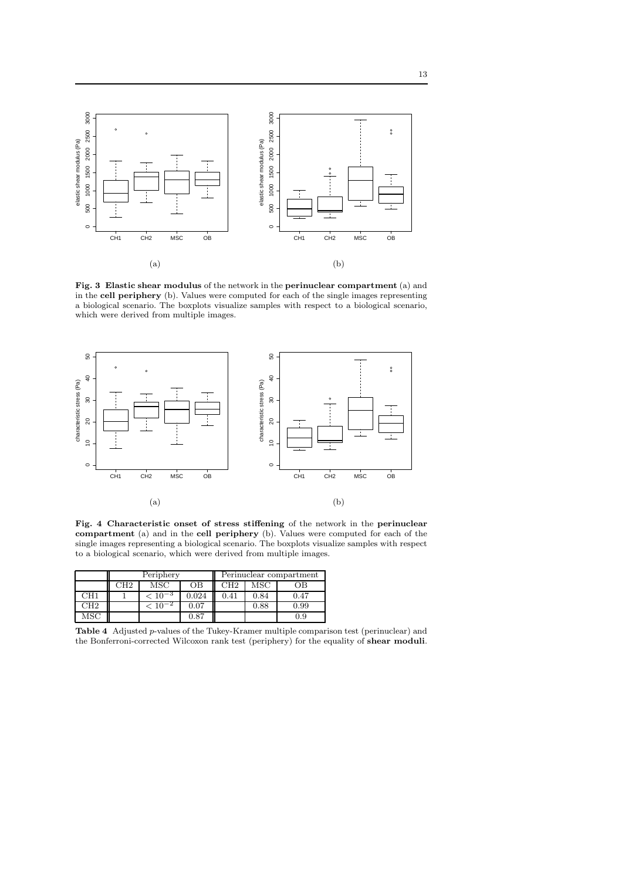**Fig. 3 Elastic shear modulus** of the network in the **perinuclear compartment** (a) and in the **cell periphery** (b). Values were computed for each of the single images representing a biological scenario. The boxplots visualize samples with respect to a biological scenario, which were derived from multiple images.

**Fig. 4 Characteristic onset of stress stiffening** of the network in the **perinuclear compartment** (a) and in the **cell periphery** (b). Values were computed for each of the single images representing a biological scenario. The boxplots visualize samples with respect to a biological scenario, which were derived from multiple images.

| | Periphery | | | Perinuclear compartment | | |
|---|---|---|---|---|---|---|
| | CH2 | MSC | OB | CH2 | MSC | OB |
| CH1 | 1 | $< 10^{-3}$ | 0.024 | 0.41 | 0.84 | 0.47 |
| CH2 | | $< 10^{-2}$ | 0.07 | | 0.88 | 0.99 |
| MSC | | | 0.87 | | | 0.9 |

**Table 4** Adjusted $p$-values of the Tukey-Kramer multiple comparison test (perinuclear) and the Bonferroni-corrected Wilcoxon rank test (periphery) for the equality of **shear moduli**.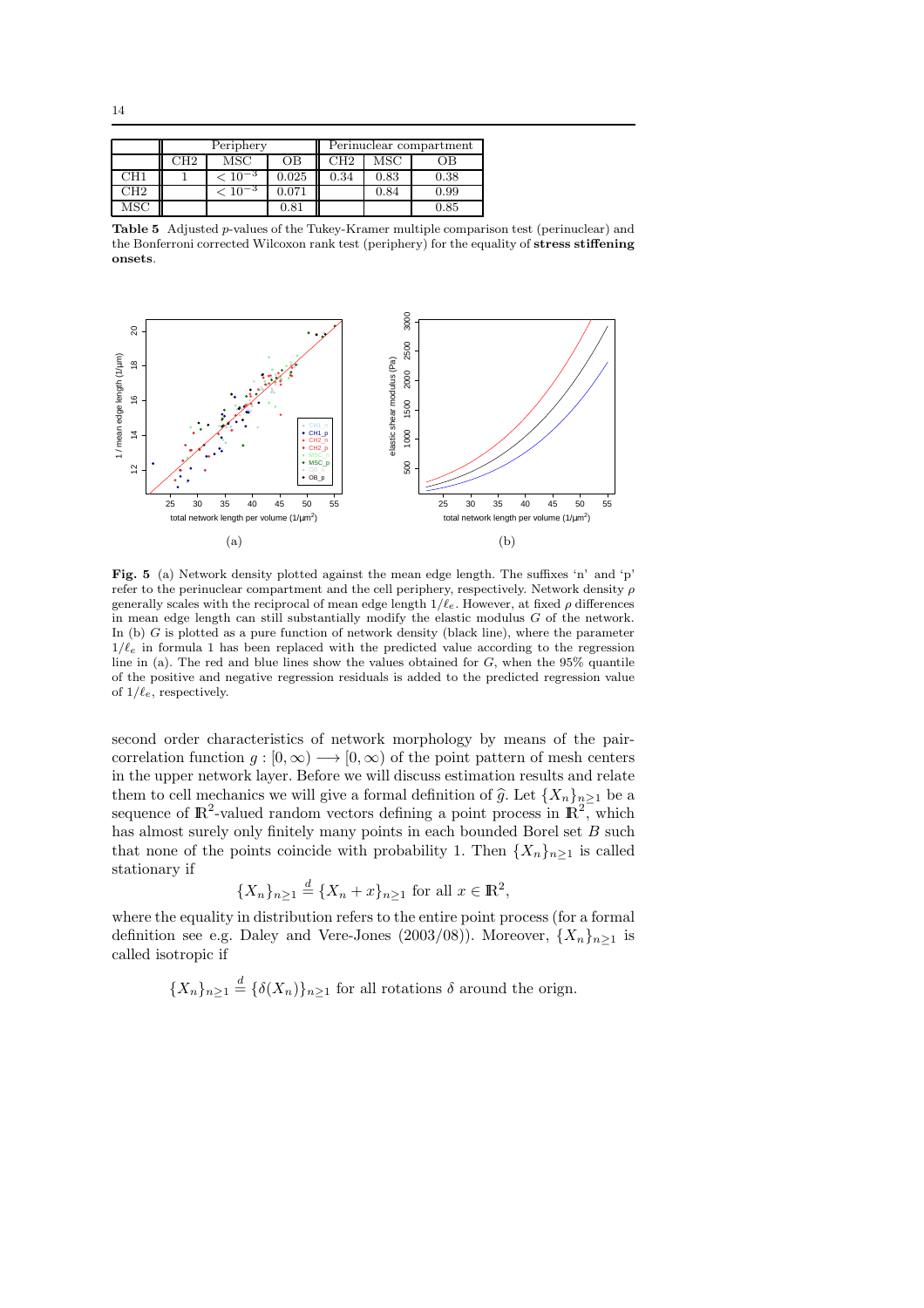| | Periphery | | | Perinuclear compartment | | |
|---|---|---|---|---|---|---|
| | CH2 | MSC | OB | CH2 | MSC | OB |
| CH1 | 1 | $< 10^{-3}$ | 0.025 | 0.34 | 0.83 | 0.38 |
| CH2 | | $< 10^{-3}$ | 0.071 | | 0.84 | 0.99 |
| MSC | | | 0.81 | | | 0.85 |

**Table 5** Adjusted $p$-values of the Tukey-Kramer multiple comparison test (perinuclear) and the Bonferroni corrected Wilcoxon rank test (periphery) for the equality of **stress stiffening onsets**.

**Fig. 5** (a) Network density plotted against the mean edge length. The suffixes 'n' and 'p' refer to the perinuclear compartment and the cell periphery, respectively. Network density $\rho$ generally scales with the reciprocal of mean edge length $1/\ell_e$. However, at fixed $\rho$ differences in mean edge length can still substantially modify the elastic modulus $G$ of the network. In (b) $G$ is plotted as a pure function of network density (black line), where the parameter $1/\ell_e$ in formula 1 has been replaced with the predicted value according to the regression line in (a). The red and blue lines show the values obtained for $G$, when the 95% quantile of the positive and negative regression residuals is added to the predicted regression value of $1/\ell_e$, respectively.

second order characteristics of network morphology by means of the pair-correlation function $g : [0, \infty) \longrightarrow [0, \infty)$ of the point pattern of mesh centers in the upper network layer. Before we will discuss estimation results and relate them to cell mechanics we will give a formal definition of $\widehat{g}$. Let $\{X_n\}_{n\geq 1}$ be a sequence of $\mathbb{R}^2$-valued random vectors defining a point process in $\mathbb{R}^2$, which has almost surely only finitely many points in each bounded Borel set $B$ such that none of the points coincide with probability 1. Then $\{X_n\}_{n\geq 1}$ is called stationary if

$$\{X_n\}_{n\geq 1} \stackrel{d}{=} \{X_n + x\}_{n\geq 1} \text{ for all } x \in \mathbb{R}^2,$$

where the equality in distribution refers to the entire point process (for a formal definition see e.g. Daley and Vere-Jones (2003/08)). Moreover, $\{X_n\}_{n\geq 1}$ is called isotropic if

$$\{X_n\}_{n\geq 1} \stackrel{d}{=} \{\delta(X_n)\}_{n\geq 1} \text{ for all rotations } \delta \text{ around the orign.}$$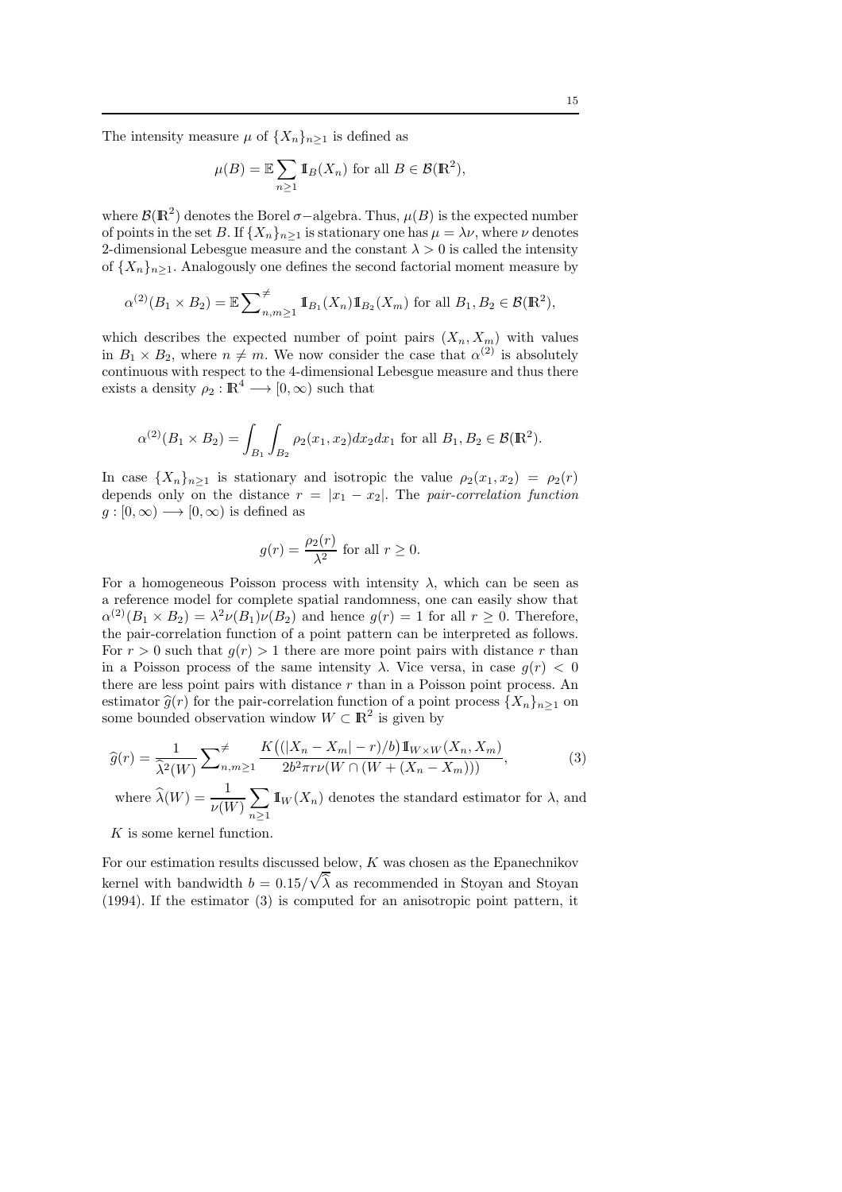The intensity measure $\mu$ of $\{X_n\}_{n\geq 1}$ is defined as

$$\mu(B) = \mathbb{E} \sum_{n\geq 1} \mathbb{I}_B(X_n) \text{ for all } B \in \mathcal{B}(\mathbb{R}^2),$$

where $\mathcal{B}(\mathbb{R}^2)$ denotes the Borel $\sigma-$algebra. Thus, $\mu(B)$ is the expected number of points in the set $B$. If $\{X_n\}_{n\geq 1}$ is stationary one has $\mu = \lambda\nu$, where $\nu$ denotes 2-dimensional Lebesgue measure and the constant $\lambda > 0$ is called the intensity of $\{X_n\}_{n\geq 1}$. Analogously one defines the second factorial moment measure by

$$\alpha^{(2)}(B_1 \times B_2) = \mathbb{E} \sum\nolimits^{\neq}_{n,m\geq 1} \mathbb{I}_{B_1}(X_n)\mathbb{I}_{B_2}(X_m) \text{ for all } B_1, B_2 \in \mathcal{B}(\mathbb{R}^2),$$

which describes the expected number of point pairs $(X_n, X_m)$ with values in $B_1 \times B_2$, where $n \neq m$. We now consider the case that $\alpha^{(2)}$ is absolutely continuous with respect to the 4-dimensional Lebesgue measure and thus there exists a density $\rho_2 : \mathbb{R}^4 \longrightarrow [0, \infty)$ such that

$$\alpha^{(2)}(B_1 \times B_2) = \int_{B_1} \int_{B_2} \rho_2(x_1, x_2) dx_2 dx_1 \text{ for all } B_1, B_2 \in \mathcal{B}(\mathbb{R}^2).$$

In case $\{X_n\}_{n\geq 1}$ is stationary and isotropic the value $\rho_2(x_1, x_2) = \rho_2(r)$ depends only on the distance $r = |x_1 - x_2|$. The *pair-correlation function* $g : [0, \infty) \longrightarrow [0, \infty)$ is defined as

$$g(r) = \frac{\rho_2(r)}{\lambda^2} \text{ for all } r \geq 0.$$

For a homogeneous Poisson process with intensity $\lambda$, which can be seen as a reference model for complete spatial randomness, one can easily show that $\alpha^{(2)}(B_1 \times B_2) = \lambda^2\nu(B_1)\nu(B_2)$ and hence $g(r) = 1$ for all $r \geq 0$. Therefore, the pair-correlation function of a point pattern can be interpreted as follows. For $r > 0$ such that $g(r) > 1$ there are more point pairs with distance $r$ than in a Poisson process of the same intensity $\lambda$. Vice versa, in case $g(r) < 0$ there are less point pairs with distance $r$ than in a Poisson point process. An estimator $\widehat{g}(r)$ for the pair-correlation function of a point process $\{X_n\}_{n\geq 1}$ on some bounded observation window $W \subset \mathbb{R}^2$ is given by

$$\widehat{g}(r) = \frac{1}{\widehat{\lambda}^2(W)} \sum\nolimits^{\neq}_{n,m\geq 1} \frac{K\big((|X_n - X_m| - r)/b\big)\mathbb{I}_{W\times W}(X_n, X_m)}{2b^2\pi r\nu(W \cap (W + (X_n - X_m)))}, \tag{3}$$

where $\widehat{\lambda}(W) = \frac{1}{\nu(W)} \sum_{n\geq 1} \mathbb{I}_W(X_n)$ denotes the standard estimator for $\lambda$, and $K$ is some kernel function.

For our estimation results discussed below, $K$ was chosen as the Epanechnikov kernel with bandwidth $b = 0.15/\sqrt{\widehat{\lambda}}$ as recommended in Stoyan and Stoyan (1994). If the estimator (3) is computed for an anisotropic point pattern, it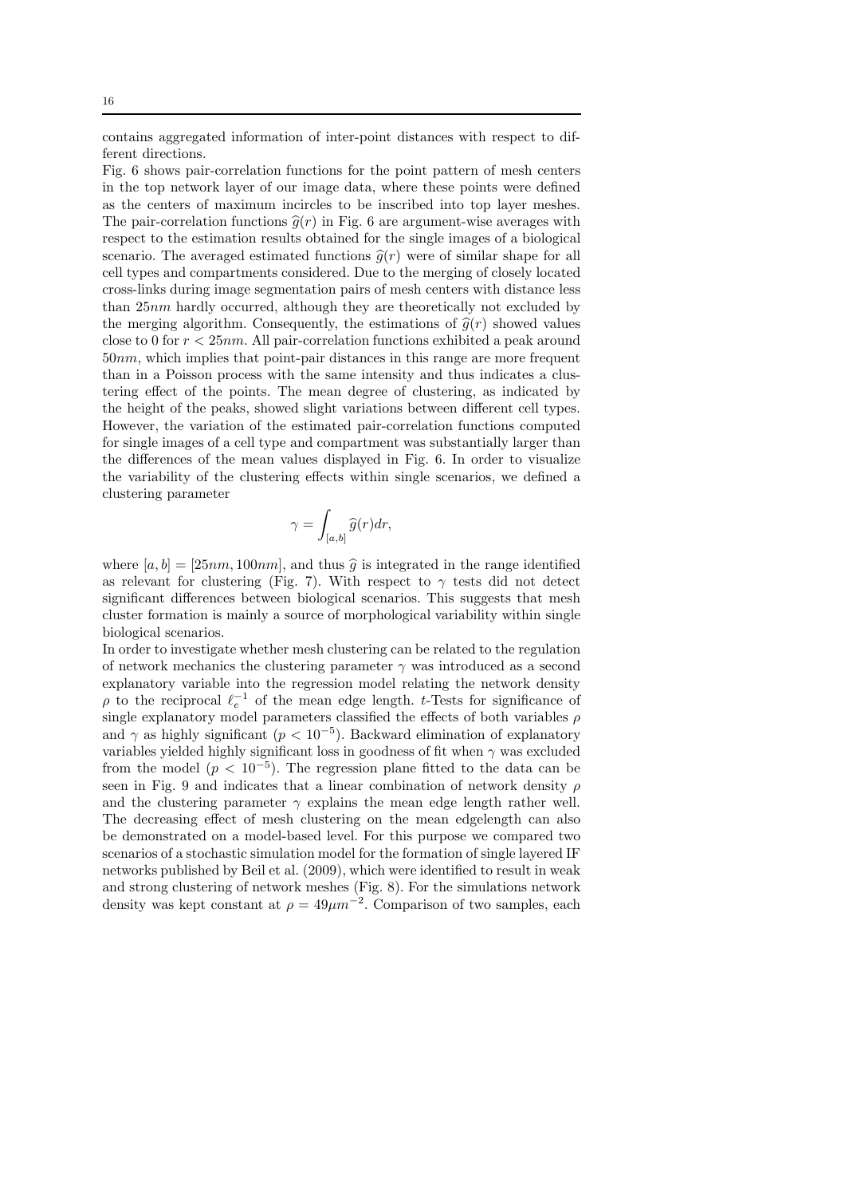contains aggregated information of inter-point distances with respect to different directions.

Fig. 6 shows pair-correlation functions for the point pattern of mesh centers in the top network layer of our image data, where these points were defined as the centers of maximum incircles to be inscribed into top layer meshes. The pair-correlation functions $\widehat{g}(r)$ in Fig. 6 are argument-wise averages with respect to the estimation results obtained for the single images of a biological scenario. The averaged estimated functions $\widehat{g}(r)$ were of similar shape for all cell types and compartments considered. Due to the merging of closely located cross-links during image segmentation pairs of mesh centers with distance less than $25nm$ hardly occurred, although they are theoretically not excluded by the merging algorithm. Consequently, the estimations of $\widehat{g}(r)$ showed values close to 0 for $r < 25nm$. All pair-correlation functions exhibited a peak around $50nm$, which implies that point-pair distances in this range are more frequent than in a Poisson process with the same intensity and thus indicates a clustering effect of the points. The mean degree of clustering, as indicated by the height of the peaks, showed slight variations between different cell types. However, the variation of the estimated pair-correlation functions computed for single images of a cell type and compartment was substantially larger than the differences of the mean values displayed in Fig. 6. In order to visualize the variability of the clustering effects within single scenarios, we defined a clustering parameter

$$\gamma = \int_{[a,b]} \widehat{g}(r)dr,$$

where $[a, b] = [25nm, 100nm]$, and thus $\widehat{g}$ is integrated in the range identified as relevant for clustering (Fig. 7). With respect to $\gamma$ tests did not detect significant differences between biological scenarios. This suggests that mesh cluster formation is mainly a source of morphological variability within single biological scenarios.

In order to investigate whether mesh clustering can be related to the regulation of network mechanics the clustering parameter $\gamma$ was introduced as a second explanatory variable into the regression model relating the network density $\rho$ to the reciprocal $\ell_e^{-1}$ of the mean edge length. $t$-Tests for significance of single explanatory model parameters classified the effects of both variables $\rho$ and $\gamma$ as highly significant ($p < 10^{-5}$). Backward elimination of explanatory variables yielded highly significant loss in goodness of fit when $\gamma$ was excluded from the model ($p < 10^{-5}$). The regression plane fitted to the data can be seen in Fig. 9 and indicates that a linear combination of network density $\rho$ and the clustering parameter $\gamma$ explains the mean edge length rather well. The decreasing effect of mesh clustering on the mean edgelength can also be demonstrated on a model-based level. For this purpose we compared two scenarios of a stochastic simulation model for the formation of single layered IF networks published by Beil et al. (2009), which were identified to result in weak and strong clustering of network meshes (Fig. 8). For the simulations network density was kept constant at $\rho = 49\mu m^{-2}$. Comparison of two samples, each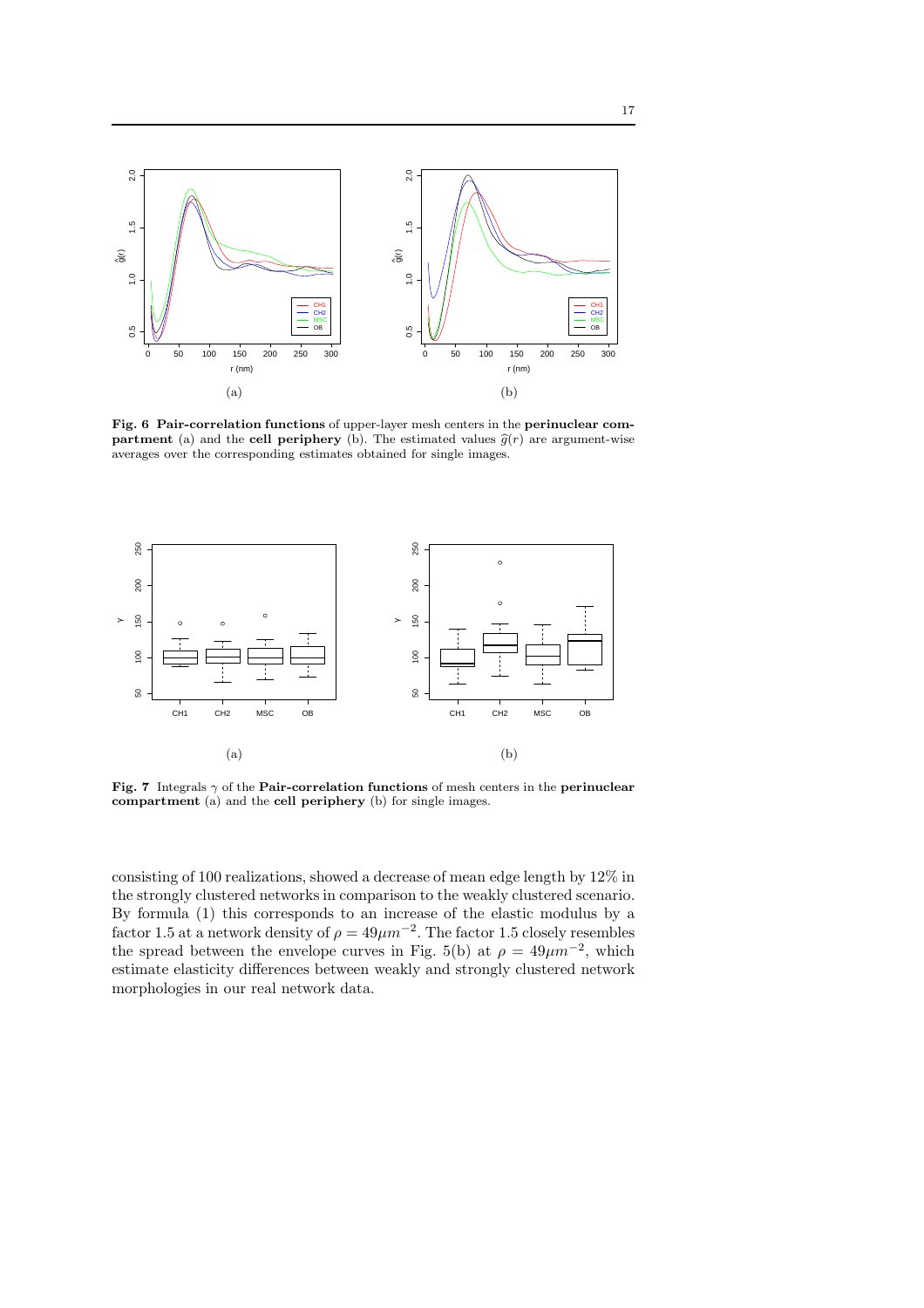**Fig. 6** **Pair-correlation functions** of upper-layer mesh centers in the **perinuclear compartment** (a) and the **cell periphery** (b). The estimated values $\widehat{g}(r)$ are argument-wise averages over the corresponding estimates obtained for single images.

**Fig. 7** Integrals $\gamma$ of the **Pair-correlation functions** of mesh centers in the **perinuclear compartment** (a) and the **cell periphery** (b) for single images.

consisting of 100 realizations, showed a decrease of mean edge length by 12% in the strongly clustered networks in comparison to the weakly clustered scenario. By formula (1) this corresponds to an increase of the elastic modulus by a factor 1.5 at a network density of $\rho = 49\mu m^{-2}$. The factor 1.5 closely resembles the spread between the envelope curves in Fig. 5(b) at $\rho = 49\mu m^{-2}$, which estimate elasticity differences between weakly and strongly clustered network morphologies in our real network data.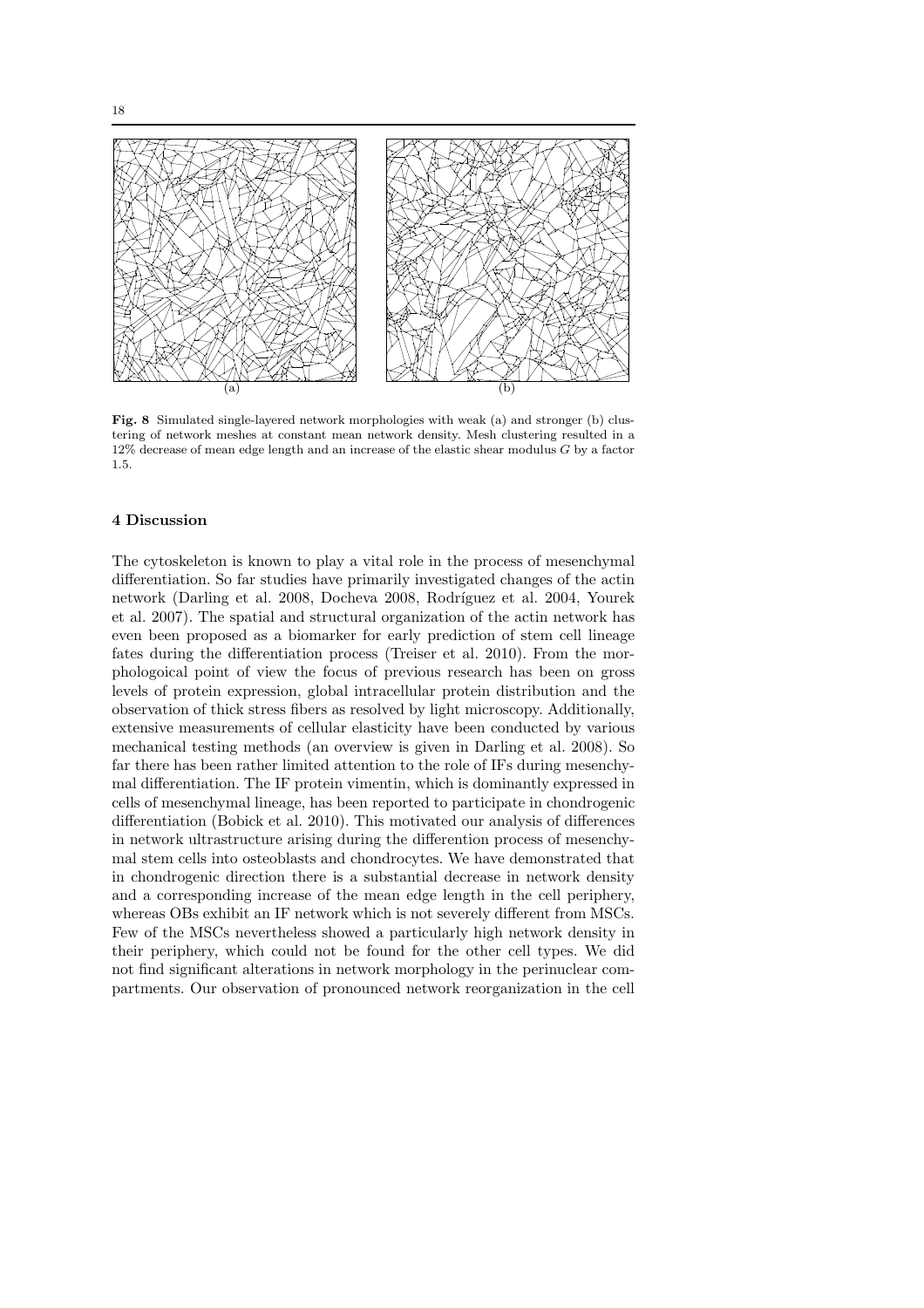**Fig. 8** Simulated single-layered network morphologies with weak (a) and stronger (b) clustering of network meshes at constant mean network density. Mesh clustering resulted in a 12% decrease of mean edge length and an increase of the elastic shear modulus $G$ by a factor 1.5.

## 4 Discussion

The cytoskeleton is known to play a vital role in the process of mesenchymal differentiation. So far studies have primarily investigated changes of the actin network (Darling et al. 2008, Docheva 2008, Rodríguez et al. 2004, Yourek et al. 2007). The spatial and structural organization of the actin network has even been proposed as a biomarker for early prediction of stem cell lineage fates during the differentiation process (Treiser et al. 2010). From the morphologoical point of view the focus of previous research has been on gross levels of protein expression, global intracellular protein distribution and the observation of thick stress fibers as resolved by light microscopy. Additionally, extensive measurements of cellular elasticity have been conducted by various mechanical testing methods (an overview is given in Darling et al. 2008). So far there has been rather limited attention to the role of IFs during mesenchymal differentiation. The IF protein vimentin, which is dominantly expressed in cells of mesenchymal lineage, has been reported to participate in chondrogenic differentiation (Bobick et al. 2010). This motivated our analysis of differences in network ultrastructure arising during the differention process of mesenchymal stem cells into osteoblasts and chondrocytes. We have demonstrated that in chondrogenic direction there is a substantial decrease in network density and a corresponding increase of the mean edge length in the cell periphery, whereas OBs exhibit an IF network which is not severely different from MSCs. Few of the MSCs nevertheless showed a particularly high network density in their periphery, which could not be found for the other cell types. We did not find significant alterations in network morphology in the perinuclear compartments. Our observation of pronounced network reorganization in the cell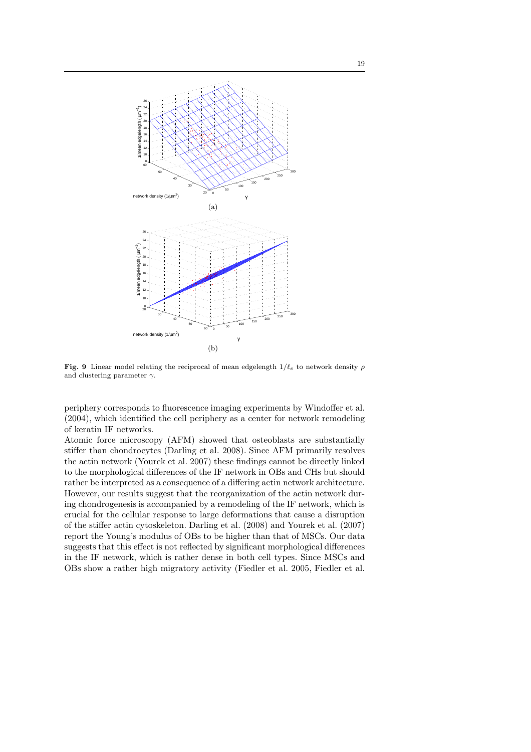**Fig. 9** Linear model relating the reciprocal of mean edgelength $1/\ell_e$ to network density $\rho$ and clustering parameter $\gamma$.

periphery corresponds to fluorescence imaging experiments by Windoffer et al. (2004), which identified the cell periphery as a center for network remodeling of keratin IF networks.

Atomic force microscopy (AFM) showed that osteoblasts are substantially stiffer than chondrocytes (Darling et al. 2008). Since AFM primarily resolves the actin network (Yourek et al. 2007) these findings cannot be directly linked to the morphological differences of the IF network in OBs and CHs but should rather be interpreted as a consequence of a differing actin network architecture. However, our results suggest that the reorganization of the actin network during chondrogenesis is accompanied by a remodeling of the IF network, which is crucial for the cellular response to large deformations that cause a disruption of the stiffer actin cytoskeleton. Darling et al. (2008) and Yourek et al. (2007) report the Young's modulus of OBs to be higher than that of MSCs. Our data suggests that this effect is not reflected by significant morphological differences in the IF network, which is rather dense in both cell types. Since MSCs and OBs show a rather high migratory activity (Fiedler et al. 2005, Fiedler et al.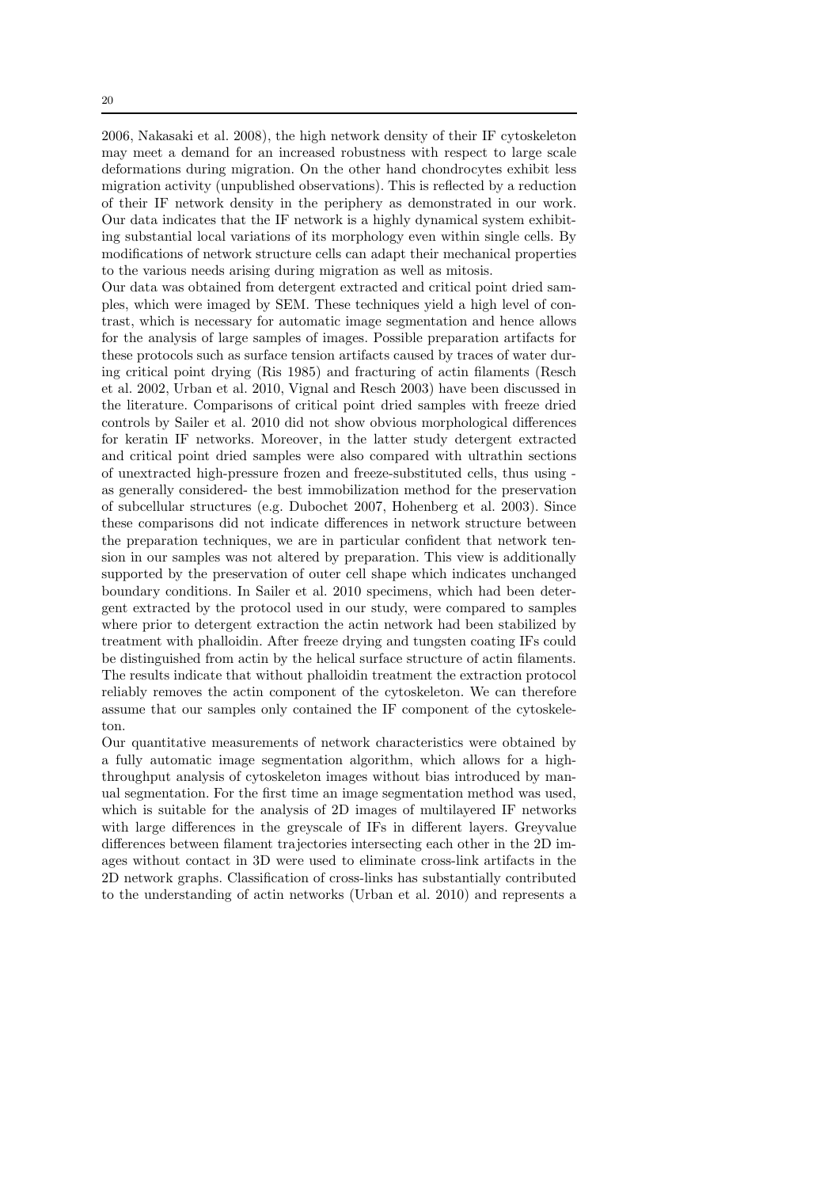2006, Nakasaki et al. 2008), the high network density of their IF cytoskeleton may meet a demand for an increased robustness with respect to large scale deformations during migration. On the other hand chondrocytes exhibit less migration activity (unpublished observations). This is reflected by a reduction of their IF network density in the periphery as demonstrated in our work. Our data indicates that the IF network is a highly dynamical system exhibiting substantial local variations of its morphology even within single cells. By modifications of network structure cells can adapt their mechanical properties to the various needs arising during migration as well as mitosis.

Our data was obtained from detergent extracted and critical point dried samples, which were imaged by SEM. These techniques yield a high level of contrast, which is necessary for automatic image segmentation and hence allows for the analysis of large samples of images. Possible preparation artifacts for these protocols such as surface tension artifacts caused by traces of water during critical point drying (Ris 1985) and fracturing of actin filaments (Resch et al. 2002, Urban et al. 2010, Vignal and Resch 2003) have been discussed in the literature. Comparisons of critical point dried samples with freeze dried controls by Sailer et al. 2010 did not show obvious morphological differences for keratin IF networks. Moreover, in the latter study detergent extracted and critical point dried samples were also compared with ultrathin sections of unextracted high-pressure frozen and freeze-substituted cells, thus using - as generally considered- the best immobilization method for the preservation of subcellular structures (e.g. Dubochet 2007, Hohenberg et al. 2003). Since these comparisons did not indicate differences in network structure between the preparation techniques, we are in particular confident that network tension in our samples was not altered by preparation. This view is additionally supported by the preservation of outer cell shape which indicates unchanged boundary conditions. In Sailer et al. 2010 specimens, which had been detergent extracted by the protocol used in our study, were compared to samples where prior to detergent extraction the actin network had been stabilized by treatment with phalloidin. After freeze drying and tungsten coating IFs could be distinguished from actin by the helical surface structure of actin filaments. The results indicate that without phalloidin treatment the extraction protocol reliably removes the actin component of the cytoskeleton. We can therefore assume that our samples only contained the IF component of the cytoskeleton.

Our quantitative measurements of network characteristics were obtained by a fully automatic image segmentation algorithm, which allows for a high-throughput analysis of cytoskeleton images without bias introduced by manual segmentation. For the first time an image segmentation method was used, which is suitable for the analysis of 2D images of multilayered IF networks with large differences in the greyscale of IFs in different layers. Greyvalue differences between filament trajectories intersecting each other in the 2D images without contact in 3D were used to eliminate cross-link artifacts in the 2D network graphs. Classification of cross-links has substantially contributed to the understanding of actin networks (Urban et al. 2010) and represents a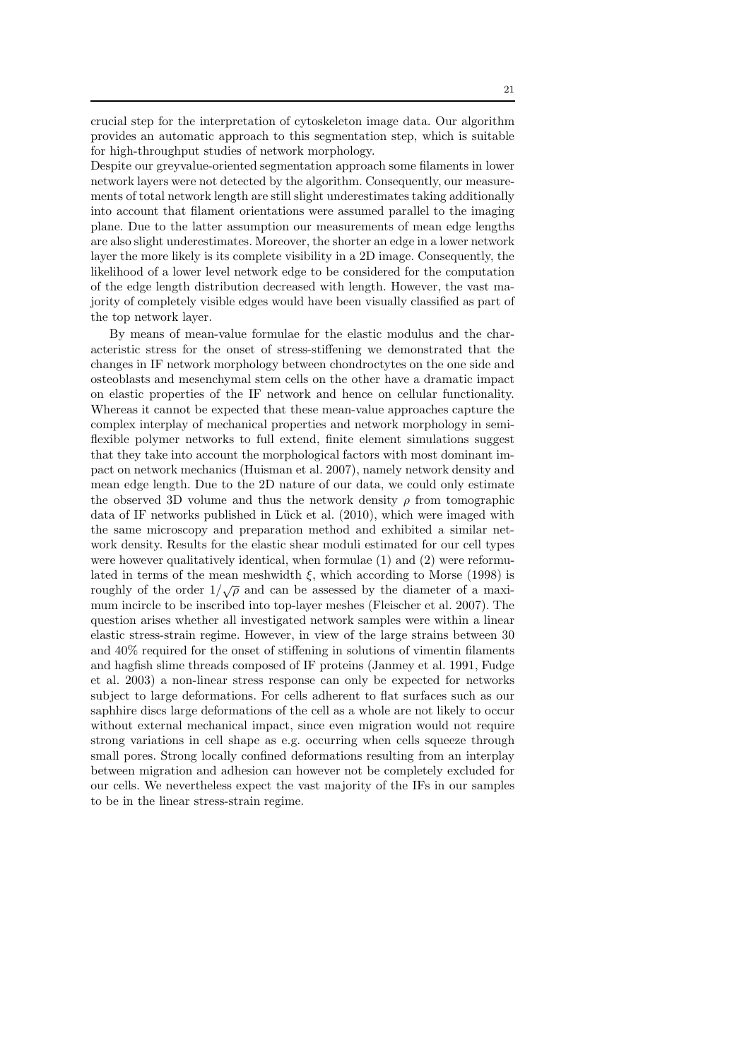crucial step for the interpretation of cytoskeleton image data. Our algorithm provides an automatic approach to this segmentation step, which is suitable for high-throughput studies of network morphology.
Despite our greyvalue-oriented segmentation approach some filaments in lower network layers were not detected by the algorithm. Consequently, our measurements of total network length are still slight underestimates taking additionally into account that filament orientations were assumed parallel to the imaging plane. Due to the latter assumption our measurements of mean edge lengths are also slight underestimates. Moreover, the shorter an edge in a lower network layer the more likely is its complete visibility in a 2D image. Consequently, the likelihood of a lower level network edge to be considered for the computation of the edge length distribution decreased with length. However, the vast majority of completely visible edges would have been visually classified as part of the top network layer.

By means of mean-value formulae for the elastic modulus and the characteristic stress for the onset of stress-stiffening we demonstrated that the changes in IF network morphology between chondroctytes on the one side and osteoblasts and mesenchymal stem cells on the other have a dramatic impact on elastic properties of the IF network and hence on cellular functionality. Whereas it cannot be expected that these mean-value approaches capture the complex interplay of mechanical properties and network morphology in semi-flexible polymer networks to full extend, finite element simulations suggest that they take into account the morphological factors with most dominant impact on network mechanics (Huisman et al. 2007), namely network density and mean edge length. Due to the 2D nature of our data, we could only estimate the observed 3D volume and thus the network density $\rho$ from tomographic data of IF networks published in Lück et al. (2010), which were imaged with the same microscopy and preparation method and exhibited a similar network density. Results for the elastic shear moduli estimated for our cell types were however qualitatively identical, when formulae (1) and (2) were reformulated in terms of the mean meshwidth $\xi$, which according to Morse (1998) is roughly of the order $1/\sqrt{\rho}$ and can be assessed by the diameter of a maximum incircle to be inscribed into top-layer meshes (Fleischer et al. 2007). The question arises whether all investigated network samples were within a linear elastic stress-strain regime. However, in view of the large strains between 30 and 40% required for the onset of stiffening in solutions of vimentin filaments and hagfish slime threads composed of IF proteins (Janmey et al. 1991, Fudge et al. 2003) a non-linear stress response can only be expected for networks subject to large deformations. For cells adherent to flat surfaces such as our saphhire discs large deformations of the cell as a whole are not likely to occur without external mechanical impact, since even migration would not require strong variations in cell shape as e.g. occurring when cells squeeze through small pores. Strong locally confined deformations resulting from an interplay between migration and adhesion can however not be completely excluded for our cells. We nevertheless expect the vast majority of the IFs in our samples to be in the linear stress-strain regime.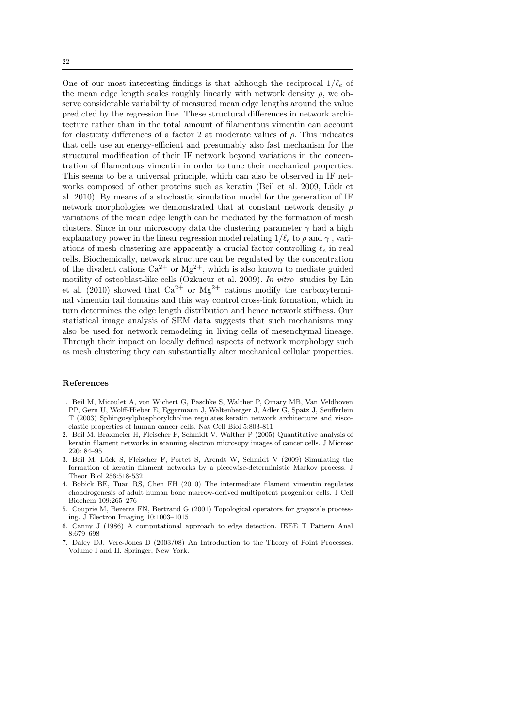One of our most interesting findings is that although the reciprocal $1/\ell_e$ of the mean edge length scales roughly linearly with network density $\rho$, we observe considerable variability of measured mean edge lengths around the value predicted by the regression line. These structural differences in network architecture rather than in the total amount of filamentous vimentin can account for elasticity differences of a factor 2 at moderate values of $\rho$. This indicates that cells use an energy-efficient and presumably also fast mechanism for the structural modification of their IF network beyond variations in the concentration of filamentous vimentin in order to tune their mechanical properties. This seems to be a universal principle, which can also be observed in IF networks composed of other proteins such as keratin (Beil et al. 2009, Lück et al. 2010). By means of a stochastic simulation model for the generation of IF network morphologies we demonstrated that at constant network density $\rho$ variations of the mean edge length can be mediated by the formation of mesh clusters. Since in our microscopy data the clustering parameter $\gamma$ had a high explanatory power in the linear regression model relating $1/\ell_e$ to $\rho$ and $\gamma$ , variations of mesh clustering are apparently a crucial factor controlling $\ell_e$ in real cells. Biochemically, network structure can be regulated by the concentration of the divalent cations $Ca^{2+}$ or $Mg^{2+}$, which is also known to mediate guided motility of osteoblast-like cells (Ozkucur et al. 2009). *In vitro* studies by Lin et al. (2010) showed that $Ca^{2+}$ or $Mg^{2+}$ cations modify the carboxyterminal vimentin tail domains and this way control cross-link formation, which in turn determines the edge length distribution and hence network stiffness. Our statistical image analysis of SEM data suggests that such mechanisms may also be used for network remodeling in living cells of mesenchymal lineage. Through their impact on locally defined aspects of network morphology such as mesh clustering they can substantially alter mechanical cellular properties.

## References

1. Beil M, Micoulet A, von Wichert G, Paschke S, Walther P, Omary MB, Van Veldhoven PP, Gern U, Wolff-Hieber E, Eggermann J, Waltenberger J, Adler G, Spatz J, Seufferlein T (2003) Sphingosylphosphorylcholine regulates keratin network architecture and viscoelastic properties of human cancer cells. Nat Cell Biol 5:803-811
2. Beil M, Braxmeier H, Fleischer F, Schmidt V, Walther P (2005) Quantitative analysis of keratin filament networks in scanning electron microsopy images of cancer cells. J Microsc 220: 84–95
3. Beil M, Lück S, Fleischer F, Portet S, Arendt W, Schmidt V (2009) Simulating the formation of keratin filament networks by a piecewise-deterministic Markov process. J Theor Biol 256:518-532
4. Bobick BE, Tuan RS, Chen FH (2010) The intermediate filament vimentin regulates chondrogenesis of adult human bone marrow-derived multipotent progenitor cells. J Cell Biochem 109:265–276
5. Couprie M, Bezerra FN, Bertrand G (2001) Topological operators for grayscale processing. J Electron Imaging 10:1003–1015
6. Canny J (1986) A computational approach to edge detection. IEEE T Pattern Anal 8:679–698
7. Daley DJ, Vere-Jones D (2003/08) An Introduction to the Theory of Point Processes. Volume I and II. Springer, New York.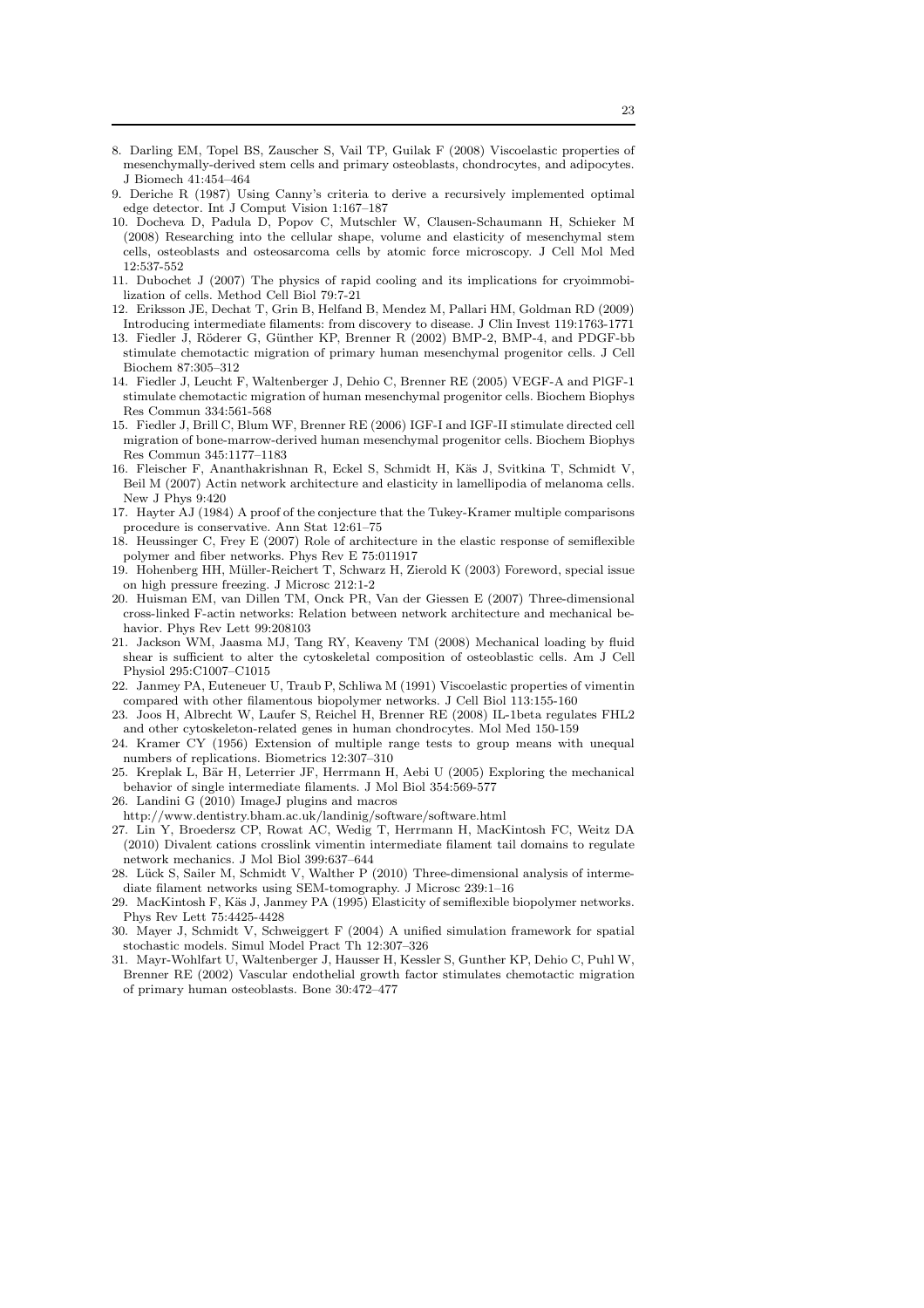8. Darling EM, Topel BS, Zauscher S, Vail TP, Guilak F (2008) Viscoelastic properties of mesenchymally-derived stem cells and primary osteoblasts, chondrocytes, and adipocytes. J Biomech 41:454–464
9. Deriche R (1987) Using Canny's criteria to derive a recursively implemented optimal edge detector. Int J Comput Vision 1:167–187
10. Docheva D, Padula D, Popov C, Mutschler W, Clausen-Schaumann H, Schieker M (2008) Researching into the cellular shape, volume and elasticity of mesenchymal stem cells, osteoblasts and osteosarcoma cells by atomic force microscopy. J Cell Mol Med 12:537-552
11. Dubochet J (2007) The physics of rapid cooling and its implications for cryoimmobilization of cells. Method Cell Biol 79:7-21
12. Eriksson JE, Dechat T, Grin B, Helfand B, Mendez M, Pallari HM, Goldman RD (2009) Introducing intermediate filaments: from discovery to disease. J Clin Invest 119:1763-1771
13. Fiedler J, Röderer G, Günther KP, Brenner R (2002) BMP-2, BMP-4, and PDGF-bb stimulate chemotactic migration of primary human mesenchymal progenitor cells. J Cell Biochem 87:305–312
14. Fiedler J, Leucht F, Waltenberger J, Dehio C, Brenner RE (2005) VEGF-A and PlGF-1 stimulate chemotactic migration of human mesenchymal progenitor cells. Biochem Biophys Res Commun 334:561-568
15. Fiedler J, Brill C, Blum WF, Brenner RE (2006) IGF-I and IGF-II stimulate directed cell migration of bone-marrow-derived human mesenchymal progenitor cells. Biochem Biophys Res Commun 345:1177–1183
16. Fleischer F, Ananthakrishnan R, Eckel S, Schmidt H, Käs J, Svitkina T, Schmidt V, Beil M (2007) Actin network architecture and elasticity in lamellipodia of melanoma cells. New J Phys 9:420
17. Hayter AJ (1984) A proof of the conjecture that the Tukey-Kramer multiple comparisons procedure is conservative. Ann Stat 12:61–75
18. Heussinger C, Frey E (2007) Role of architecture in the elastic response of semiflexible polymer and fiber networks. Phys Rev E 75:011917
19. Hohenberg HH, Müller-Reichert T, Schwarz H, Zierold K (2003) Foreword, special issue on high pressure freezing. J Microsc 212:1-2
20. Huisman EM, van Dillen TM, Onck PR, Van der Giessen E (2007) Three-dimensional cross-linked F-actin networks: Relation between network architecture and mechanical behavior. Phys Rev Lett 99:208103
21. Jackson WM, Jaasma MJ, Tang RY, Keaveny TM (2008) Mechanical loading by fluid shear is sufficient to alter the cytoskeletal composition of osteoblastic cells. Am J Cell Physiol 295:C1007–C1015
22. Janmey PA, Euteneuer U, Traub P, Schliwa M (1991) Viscoelastic properties of vimentin compared with other filamentous biopolymer networks. J Cell Biol 113:155-160
23. Joos H, Albrecht W, Laufer S, Reichel H, Brenner RE (2008) IL-1beta regulates FHL2 and other cytoskeleton-related genes in human chondrocytes. Mol Med 150-159
24. Kramer CY (1956) Extension of multiple range tests to group means with unequal numbers of replications. Biometrics 12:307–310
25. Kreplak L, Bär H, Leterrier JF, Herrmann H, Aebi U (2005) Exploring the mechanical behavior of single intermediate filaments. J Mol Biol 354:569-577
26. Landini G (2010) ImageJ plugins and macros http://www.dentistry.bham.ac.uk/landinig/software/software.html
27. Lin Y, Broedersz CP, Rowat AC, Wedig T, Herrmann H, MacKintosh FC, Weitz DA (2010) Divalent cations crosslink vimentin intermediate filament tail domains to regulate network mechanics. J Mol Biol 399:637–644
28. Lück S, Sailer M, Schmidt V, Walther P (2010) Three-dimensional analysis of intermediate filament networks using SEM-tomography. J Microsc 239:1–16
29. MacKintosh F, Käs J, Janmey PA (1995) Elasticity of semiflexible biopolymer networks. Phys Rev Lett 75:4425-4428
30. Mayer J, Schmidt V, Schweiggert F (2004) A unified simulation framework for spatial stochastic models. Simul Model Pract Th 12:307–326
31. Mayr-Wohlfart U, Waltenberger J, Hausser H, Kessler S, Gunther KP, Dehio C, Puhl W, Brenner RE (2002) Vascular endothelial growth factor stimulates chemotactic migration of primary human osteoblasts. Bone 30:472–477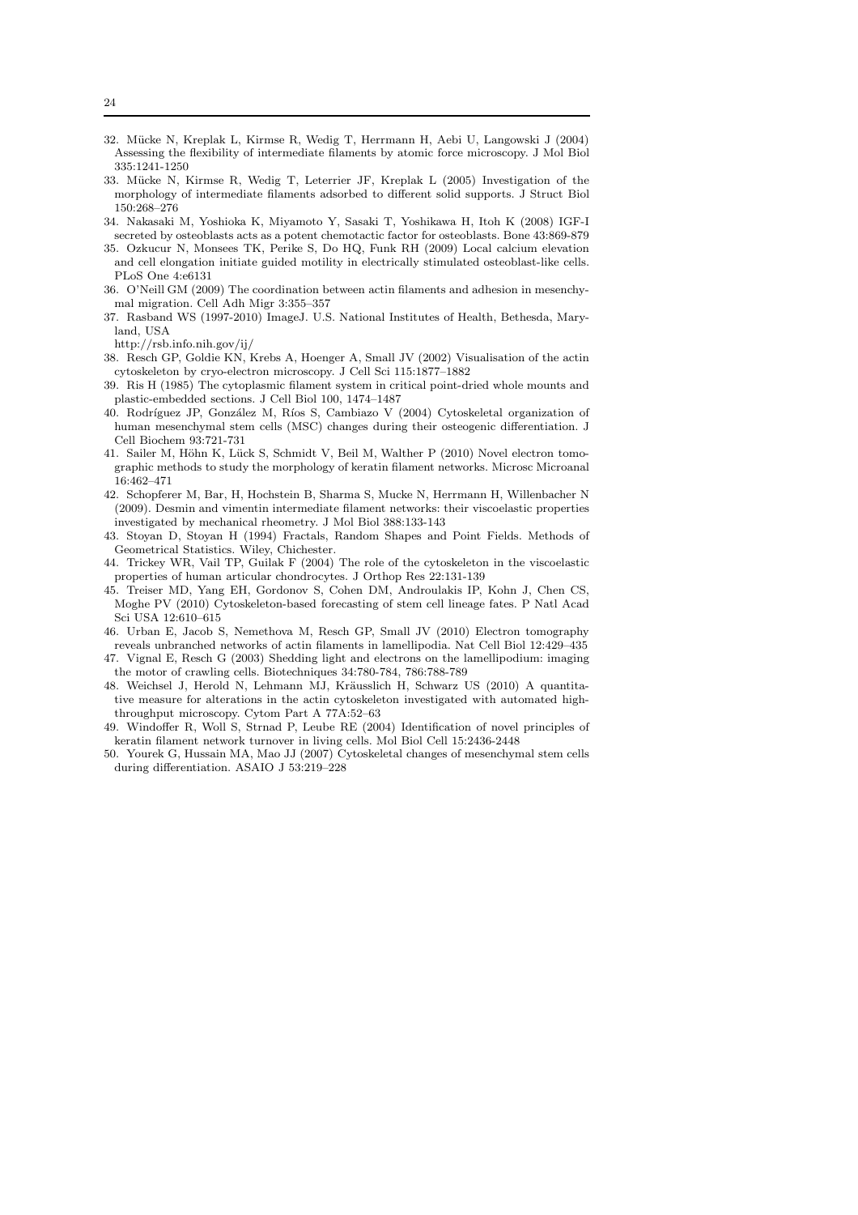32. Mücke N, Kreplak L, Kirmse R, Wedig T, Herrmann H, Aebi U, Langowski J (2004) Assessing the flexibility of intermediate filaments by atomic force microscopy. J Mol Biol 335:1241-1250
33. Mücke N, Kirmse R, Wedig T, Leterrier JF, Kreplak L (2005) Investigation of the morphology of intermediate filaments adsorbed to different solid supports. J Struct Biol 150:268–276
34. Nakasaki M, Yoshioka K, Miyamoto Y, Sasaki T, Yoshikawa H, Itoh K (2008) IGF-I secreted by osteoblasts acts as a potent chemotactic factor for osteoblasts. Bone 43:869-879
35. Ozkucur N, Monsees TK, Perike S, Do HQ, Funk RH (2009) Local calcium elevation and cell elongation initiate guided motility in electrically stimulated osteoblast-like cells. PLoS One 4:e6131
36. O'Neill GM (2009) The coordination between actin filaments and adhesion in mesenchymal migration. Cell Adh Migr 3:355–357
37. Rasband WS (1997-2010) ImageJ. U.S. National Institutes of Health, Bethesda, Maryland, USA
http://rsb.info.nih.gov/ij/
38. Resch GP, Goldie KN, Krebs A, Hoenger A, Small JV (2002) Visualisation of the actin cytoskeleton by cryo-electron microscopy. J Cell Sci 115:1877–1882
39. Ris H (1985) The cytoplasmic filament system in critical point-dried whole mounts and plastic-embedded sections. J Cell Biol 100, 1474–1487
40. Rodríguez JP, González M, Ríos S, Cambiazo V (2004) Cytoskeletal organization of human mesenchymal stem cells (MSC) changes during their osteogenic differentiation. J Cell Biochem 93:721-731
41. Sailer M, Höhn K, Lück S, Schmidt V, Beil M, Walther P (2010) Novel electron tomographic methods to study the morphology of keratin filament networks. Microsc Microanal 16:462–471
42. Schopferer M, Bar, H, Hochstein B, Sharma S, Mucke N, Herrmann H, Willenbacher N (2009). Desmin and vimentin intermediate filament networks: their viscoelastic properties investigated by mechanical rheometry. J Mol Biol 388:133-143
43. Stoyan D, Stoyan H (1994) Fractals, Random Shapes and Point Fields. Methods of Geometrical Statistics. Wiley, Chichester.
44. Trickey WR, Vail TP, Guilak F (2004) The role of the cytoskeleton in the viscoelastic properties of human articular chondrocytes. J Orthop Res 22:131-139
45. Treiser MD, Yang EH, Gordonov S, Cohen DM, Androulakis IP, Kohn J, Chen CS, Moghe PV (2010) Cytoskeleton-based forecasting of stem cell lineage fates. P Natl Acad Sci USA 12:610–615
46. Urban E, Jacob S, Nemethova M, Resch GP, Small JV (2010) Electron tomography reveals unbranched networks of actin filaments in lamellipodia. Nat Cell Biol 12:429–435
47. Vignal E, Resch G (2003) Shedding light and electrons on the lamellipodium: imaging the motor of crawling cells. Biotechniques 34:780-784, 786:788-789
48. Weichsel J, Herold N, Lehmann MJ, Kräusslich H, Schwarz US (2010) A quantitative measure for alterations in the actin cytoskeleton investigated with automated high-throughput microscopy. Cytom Part A 77A:52–63
49. Windoffer R, Woll S, Strnad P, Leube RE (2004) Identification of novel principles of keratin filament network turnover in living cells. Mol Biol Cell 15:2436-2448
50. Yourek G, Hussain MA, Mao JJ (2007) Cytoskeletal changes of mesenchymal stem cells during differentiation. ASAIO J 53:219–228